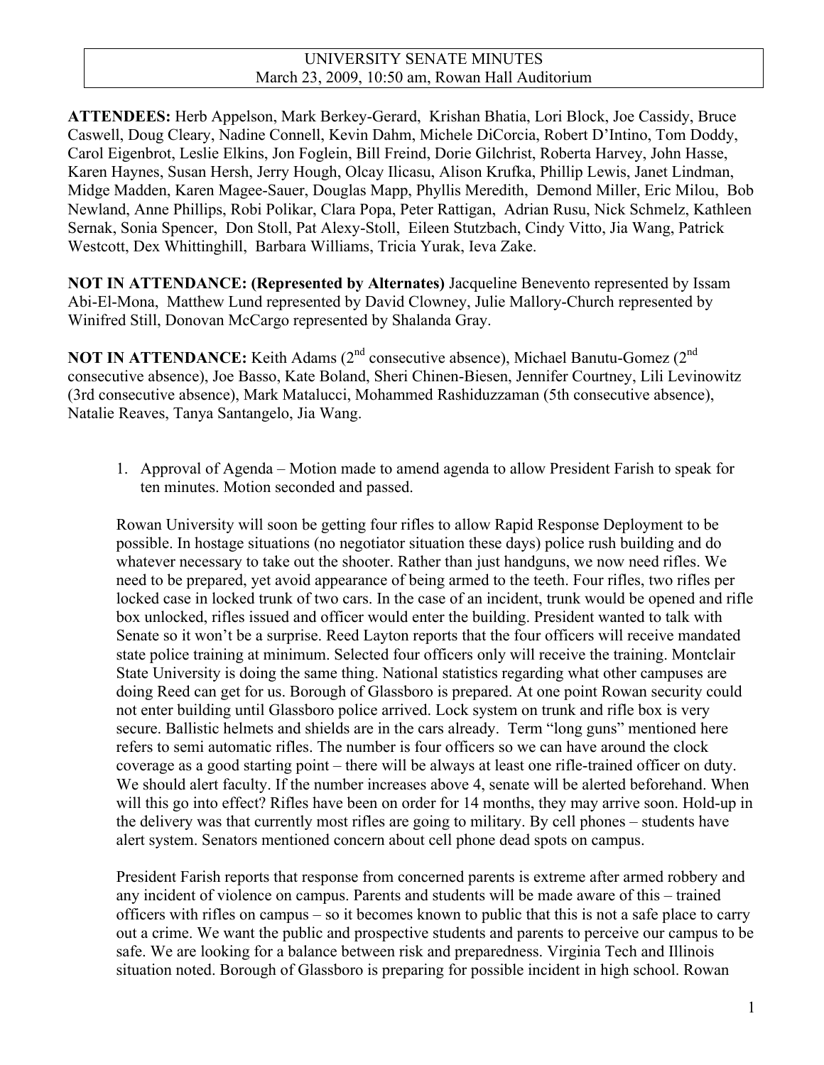UNIVERSITY SENATE MINUTES
March 23, 2009, 10:50 am, Rowan Hall Auditorium

**ATTENDEES:** Herb Appelson, Mark Berkey-Gerard, Krishan Bhatia, Lori Block, Joe Cassidy, Bruce Caswell, Doug Cleary, Nadine Connell, Kevin Dahm, Michele DiCorcia, Robert D'Intino, Tom Doddy, Carol Eigenbrot, Leslie Elkins, Jon Foglein, Bill Freind, Dorie Gilchrist, Roberta Harvey, John Hasse, Karen Haynes, Susan Hersh, Jerry Hough, Olcay Ilicasu, Alison Krufka, Phillip Lewis, Janet Lindman, Midge Madden, Karen Magee-Sauer, Douglas Mapp, Phyllis Meredith, Demond Miller, Eric Milou, Bob Newland, Anne Phillips, Robi Polikar, Clara Popa, Peter Rattigan, Adrian Rusu, Nick Schmelz, Kathleen Sernak, Sonia Spencer, Don Stoll, Pat Alexy-Stoll, Eileen Stutzbach, Cindy Vitto, Jia Wang, Patrick Westcott, Dex Whittinghill, Barbara Williams, Tricia Yurak, Ieva Zake.

**NOT IN ATTENDANCE: (Represented by Alternates)** Jacqueline Benevento represented by Issam Abi-El-Mona, Matthew Lund represented by David Clowney, Julie Mallory-Church represented by Winifred Still, Donovan McCargo represented by Shalanda Gray.

**NOT IN ATTENDANCE:** Keith Adams (2nd consecutive absence), Michael Banutu-Gomez (2nd consecutive absence), Joe Basso, Kate Boland, Sheri Chinen-Biesen, Jennifer Courtney, Lili Levinowitz (3rd consecutive absence), Mark Matalucci, Mohammed Rashiduzzaman (5th consecutive absence), Natalie Reaves, Tanya Santangelo, Jia Wang.

1. Approval of Agenda – Motion made to amend agenda to allow President Farish to speak for ten minutes. Motion seconded and passed.

   Rowan University will soon be getting four rifles to allow Rapid Response Deployment to be possible. In hostage situations (no negotiator situation these days) police rush building and do whatever necessary to take out the shooter. Rather than just handguns, we now need rifles. We need to be prepared, yet avoid appearance of being armed to the teeth. Four rifles, two rifles per locked case in locked trunk of two cars. In the case of an incident, trunk would be opened and rifle box unlocked, rifles issued and officer would enter the building. President wanted to talk with Senate so it won't be a surprise. Reed Layton reports that the four officers will receive mandated state police training at minimum. Selected four officers only will receive the training. Montclair State University is doing the same thing. National statistics regarding what other campuses are doing Reed can get for us. Borough of Glassboro is prepared. At one point Rowan security could not enter building until Glassboro police arrived. Lock system on trunk and rifle box is very secure. Ballistic helmets and shields are in the cars already. Term "long guns" mentioned here refers to semi automatic rifles. The number is four officers so we can have around the clock coverage as a good starting point – there will be always at least one rifle-trained officer on duty. We should alert faculty. If the number increases above 4, senate will be alerted beforehand. When will this go into effect? Rifles have been on order for 14 months, they may arrive soon. Hold-up in the delivery was that currently most rifles are going to military. By cell phones – students have alert system. Senators mentioned concern about cell phone dead spots on campus.

   President Farish reports that response from concerned parents is extreme after armed robbery and any incident of violence on campus. Parents and students will be made aware of this – trained officers with rifles on campus – so it becomes known to public that this is not a safe place to carry out a crime. We want the public and prospective students and parents to perceive our campus to be safe. We are looking for a balance between risk and preparedness. Virginia Tech and Illinois situation noted. Borough of Glassboro is preparing for possible incident in high school. Rowan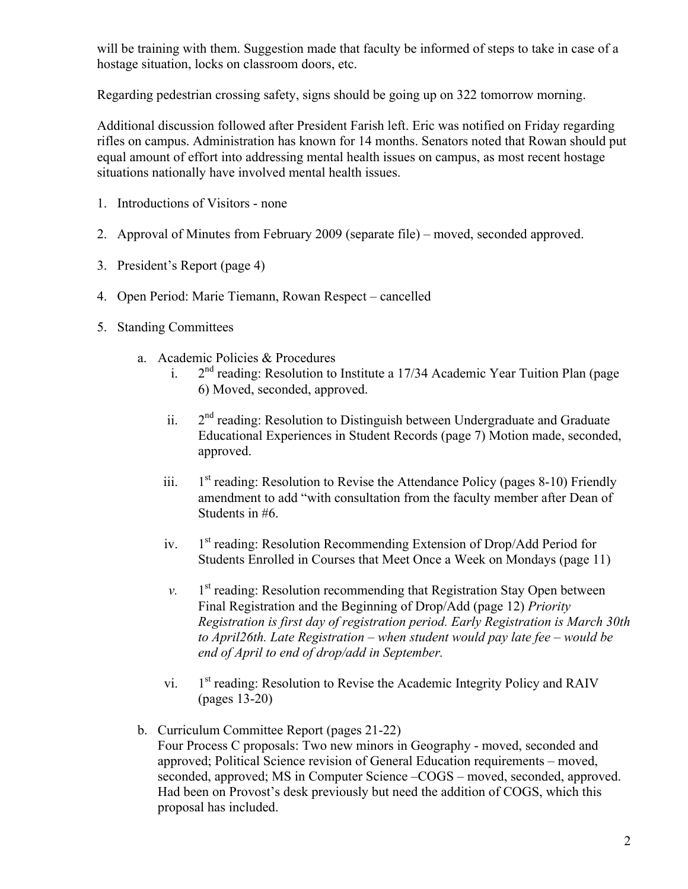will be training with them. Suggestion made that faculty be informed of steps to take in case of a hostage situation, locks on classroom doors, etc.

Regarding pedestrian crossing safety, signs should be going up on 322 tomorrow morning.

Additional discussion followed after President Farish left. Eric was notified on Friday regarding rifles on campus. Administration has known for 14 months. Senators noted that Rowan should put equal amount of effort into addressing mental health issues on campus, as most recent hostage situations nationally have involved mental health issues.

1. Introductions of Visitors - none

2. Approval of Minutes from February 2009 (separate file) – moved, seconded approved.

3. President's Report (page 4)

4. Open Period: Marie Tiemann, Rowan Respect – cancelled

5. Standing Committees

   a. Academic Policies & Procedures
      i. 2nd reading: Resolution to Institute a 17/34 Academic Year Tuition Plan (page 6) Moved, seconded, approved.

      ii. 2nd reading: Resolution to Distinguish between Undergraduate and Graduate Educational Experiences in Student Records (page 7) Motion made, seconded, approved.

      iii. 1st reading: Resolution to Revise the Attendance Policy (pages 8-10) Friendly amendment to add "with consultation from the faculty member after Dean of Students in #6.

      iv. 1st reading: Resolution Recommending Extension of Drop/Add Period for Students Enrolled in Courses that Meet Once a Week on Mondays (page 11)

      *v.* 1st reading: Resolution recommending that Registration Stay Open between Final Registration and the Beginning of Drop/Add (page 12) *Priority Registration is first day of registration period. Early Registration is March 30th to April26th. Late Registration – when student would pay late fee – would be end of April to end of drop/add in September.*

      vi. 1st reading: Resolution to Revise the Academic Integrity Policy and RAIV (pages 13-20)

   b. Curriculum Committee Report (pages 21-22)
      Four Process C proposals: Two new minors in Geography - moved, seconded and approved; Political Science revision of General Education requirements – moved, seconded, approved; MS in Computer Science –COGS – moved, seconded, approved. Had been on Provost's desk previously but need the addition of COGS, which this proposal has included.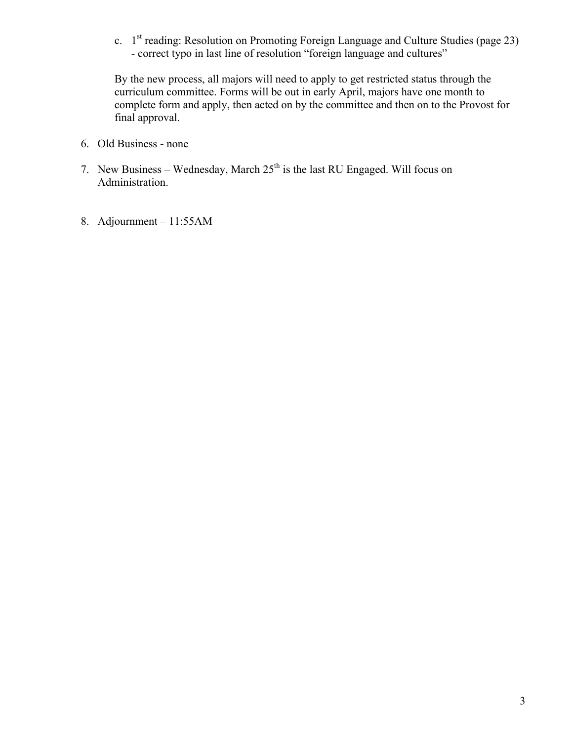c. 1st reading: Resolution on Promoting Foreign Language and Culture Studies (page 23)
   - correct typo in last line of resolution "foreign language and cultures"

   By the new process, all majors will need to apply to get restricted status through the curriculum committee. Forms will be out in early April, majors have one month to complete form and apply, then acted on by the committee and then on to the Provost for final approval.

6. Old Business - none

7. New Business – Wednesday, March 25th is the last RU Engaged. Will focus on Administration.

8. Adjournment – 11:55AM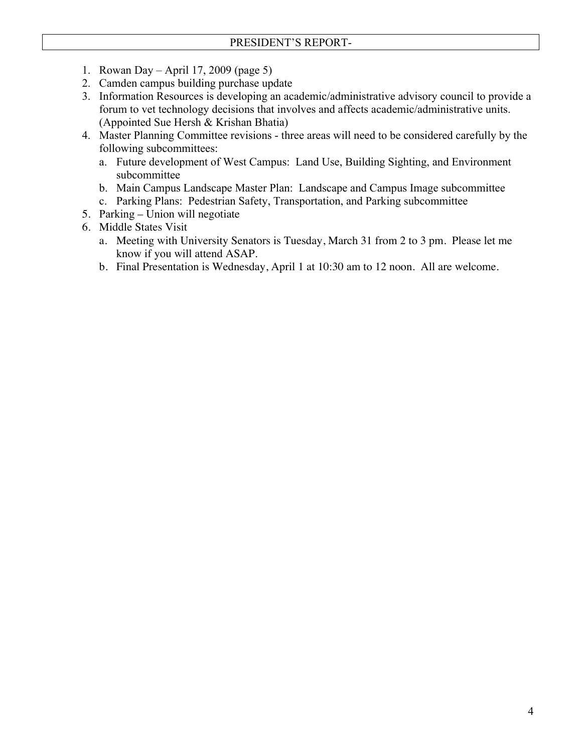## PRESIDENT'S REPORT-

1. Rowan Day – April 17, 2009 (page 5)
2. Camden campus building purchase update
3. Information Resources is developing an academic/administrative advisory council to provide a forum to vet technology decisions that involves and affects academic/administrative units. (Appointed Sue Hersh & Krishan Bhatia)
4. Master Planning Committee revisions - three areas will need to be considered carefully by the following subcommittees:
   a. Future development of West Campus: Land Use, Building Sighting, and Environment subcommittee
   b. Main Campus Landscape Master Plan: Landscape and Campus Image subcommittee
   c. Parking Plans: Pedestrian Safety, Transportation, and Parking subcommittee
5. Parking – Union will negotiate
6. Middle States Visit
   a. Meeting with University Senators is Tuesday, March 31 from 2 to 3 pm. Please let me know if you will attend ASAP.
   b. Final Presentation is Wednesday, April 1 at 10:30 am to 12 noon. All are welcome.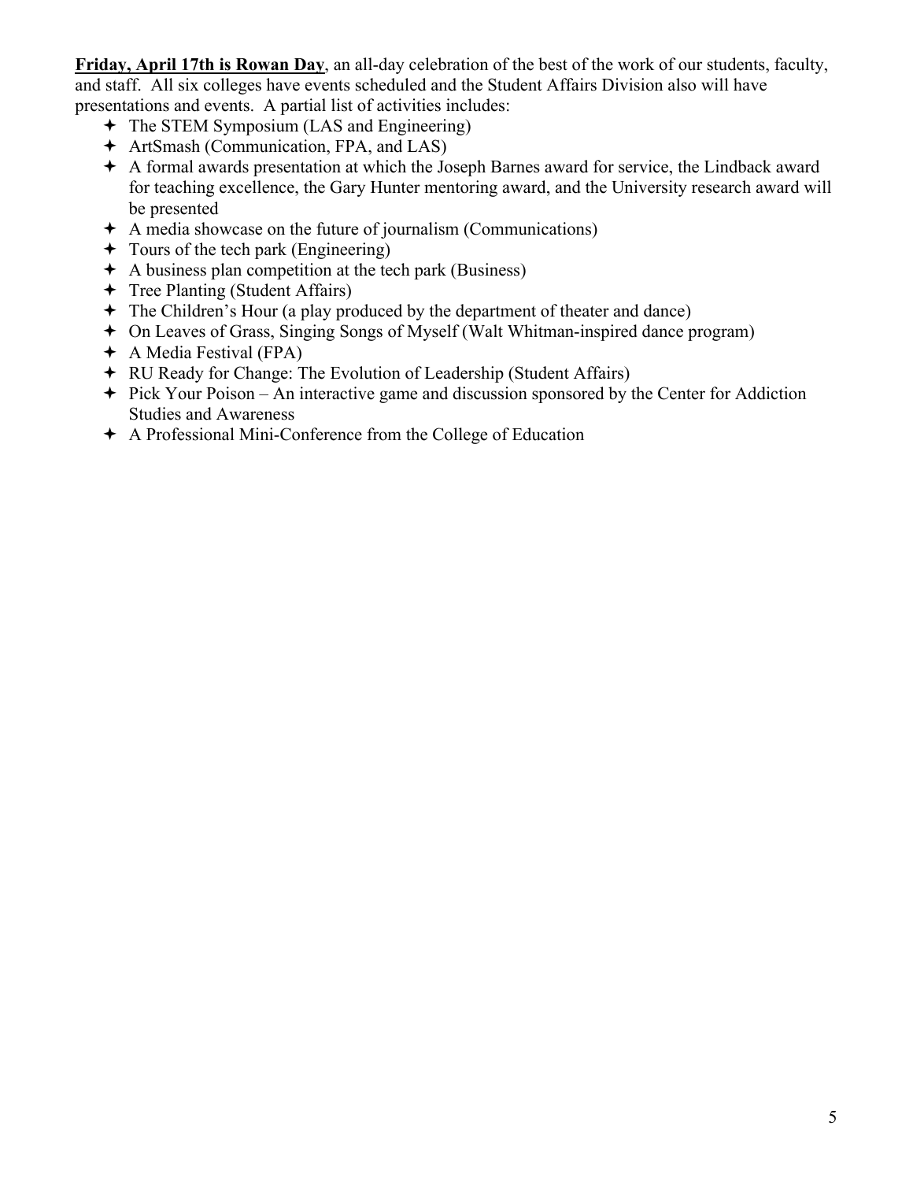**Friday, April 17th is Rowan Day**, an all-day celebration of the best of the work of our students, faculty, and staff. All six colleges have events scheduled and the Student Affairs Division also will have presentations and events. A partial list of activities includes:

- The STEM Symposium (LAS and Engineering)
- ArtSmash (Communication, FPA, and LAS)
- A formal awards presentation at which the Joseph Barnes award for service, the Lindback award for teaching excellence, the Gary Hunter mentoring award, and the University research award will be presented
- A media showcase on the future of journalism (Communications)
- Tours of the tech park (Engineering)
- A business plan competition at the tech park (Business)
- Tree Planting (Student Affairs)
- The Children's Hour (a play produced by the department of theater and dance)
- On Leaves of Grass, Singing Songs of Myself (Walt Whitman-inspired dance program)
- A Media Festival (FPA)
- RU Ready for Change: The Evolution of Leadership (Student Affairs)
- Pick Your Poison – An interactive game and discussion sponsored by the Center for Addiction Studies and Awareness
- A Professional Mini-Conference from the College of Education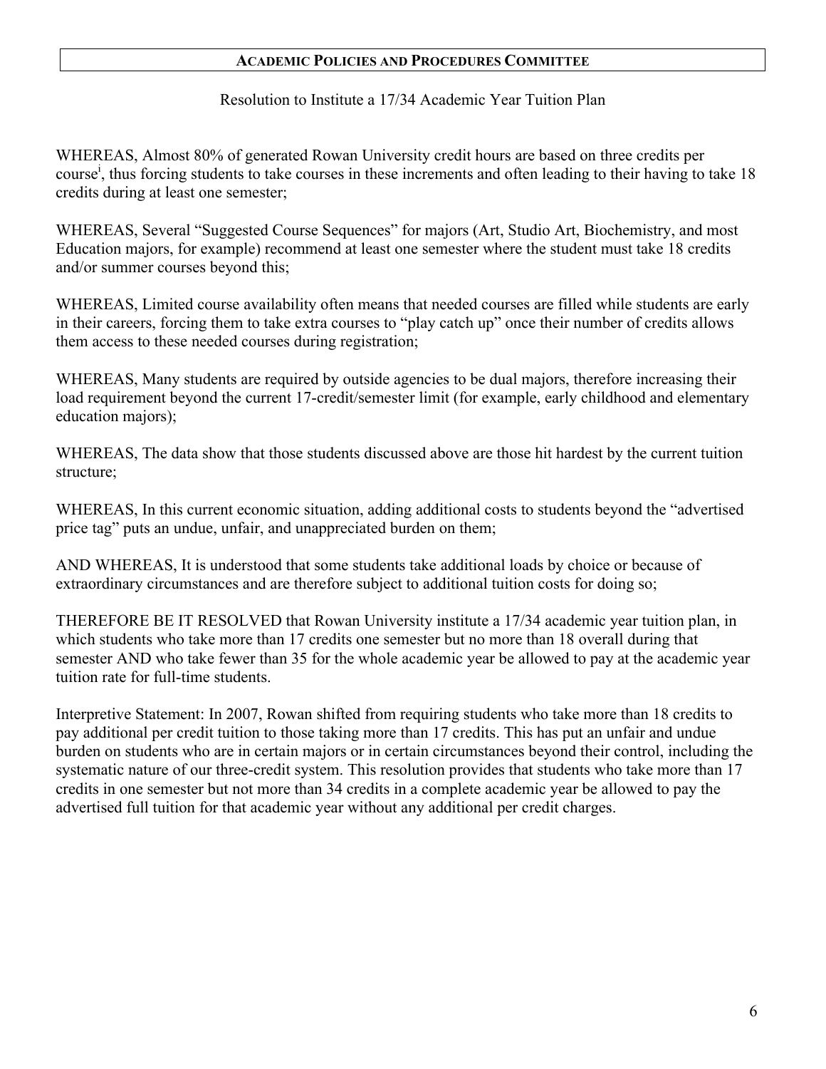## ACADEMIC POLICIES AND PROCEDURES COMMITTEE

Resolution to Institute a 17/34 Academic Year Tuition Plan

WHEREAS, Almost 80% of generated Rowan University credit hours are based on three credits per course[i], thus forcing students to take courses in these increments and often leading to their having to take 18 credits during at least one semester;

WHEREAS, Several "Suggested Course Sequences" for majors (Art, Studio Art, Biochemistry, and most Education majors, for example) recommend at least one semester where the student must take 18 credits and/or summer courses beyond this;

WHEREAS, Limited course availability often means that needed courses are filled while students are early in their careers, forcing them to take extra courses to "play catch up" once their number of credits allows them access to these needed courses during registration;

WHEREAS, Many students are required by outside agencies to be dual majors, therefore increasing their load requirement beyond the current 17-credit/semester limit (for example, early childhood and elementary education majors);

WHEREAS, The data show that those students discussed above are those hit hardest by the current tuition structure;

WHEREAS, In this current economic situation, adding additional costs to students beyond the "advertised price tag" puts an undue, unfair, and unappreciated burden on them;

AND WHEREAS, It is understood that some students take additional loads by choice or because of extraordinary circumstances and are therefore subject to additional tuition costs for doing so;

THEREFORE BE IT RESOLVED that Rowan University institute a 17/34 academic year tuition plan, in which students who take more than 17 credits one semester but no more than 18 overall during that semester AND who take fewer than 35 for the whole academic year be allowed to pay at the academic year tuition rate for full-time students.

Interpretive Statement: In 2007, Rowan shifted from requiring students who take more than 18 credits to pay additional per credit tuition to those taking more than 17 credits. This has put an unfair and undue burden on students who are in certain majors or in certain circumstances beyond their control, including the systematic nature of our three-credit system. This resolution provides that students who take more than 17 credits in one semester but not more than 34 credits in a complete academic year be allowed to pay the advertised full tuition for that academic year without any additional per credit charges.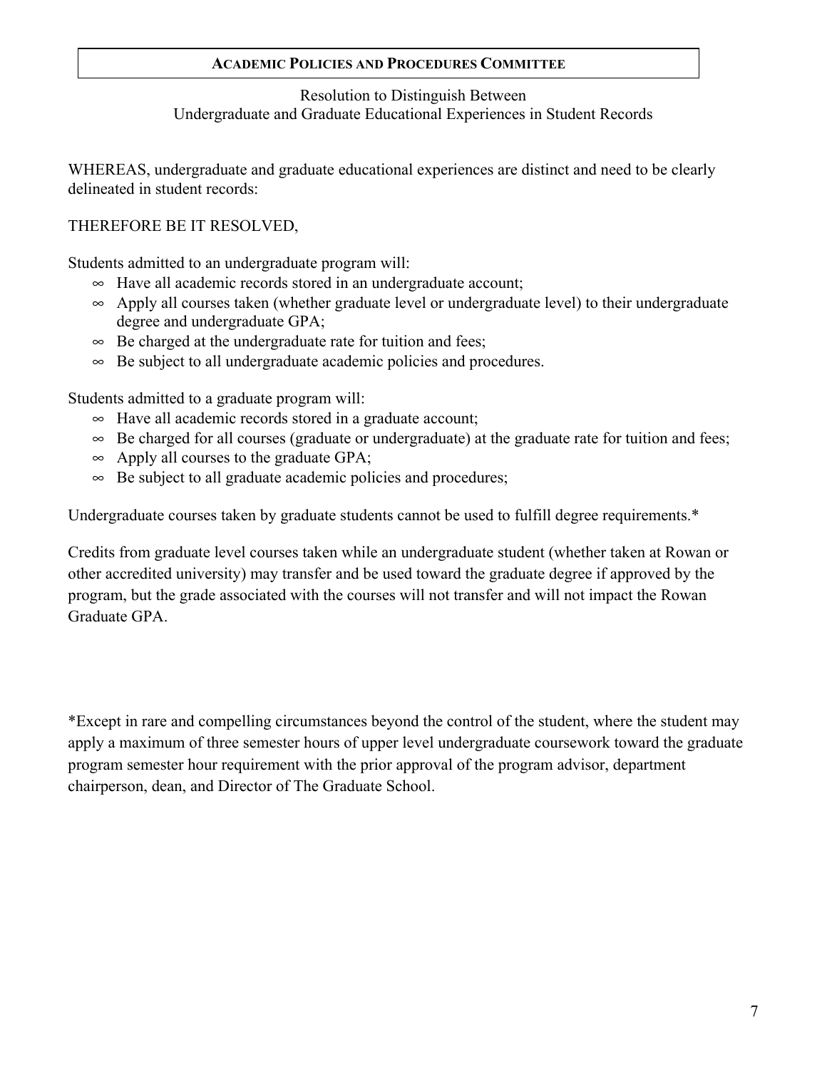## ACADEMIC POLICIES AND PROCEDURES COMMITTEE

Resolution to Distinguish Between
Undergraduate and Graduate Educational Experiences in Student Records

WHEREAS, undergraduate and graduate educational experiences are distinct and need to be clearly delineated in student records:

THEREFORE BE IT RESOLVED,

Students admitted to an undergraduate program will:

- Have all academic records stored in an undergraduate account;
- Apply all courses taken (whether graduate level or undergraduate level) to their undergraduate degree and undergraduate GPA;
- Be charged at the undergraduate rate for tuition and fees;
- Be subject to all undergraduate academic policies and procedures.

Students admitted to a graduate program will:

- Have all academic records stored in a graduate account;
- Be charged for all courses (graduate or undergraduate) at the graduate rate for tuition and fees;
- Apply all courses to the graduate GPA;
- Be subject to all graduate academic policies and procedures;

Undergraduate courses taken by graduate students cannot be used to fulfill degree requirements.*

Credits from graduate level courses taken while an undergraduate student (whether taken at Rowan or other accredited university) may transfer and be used toward the graduate degree if approved by the program, but the grade associated with the courses will not transfer and will not impact the Rowan Graduate GPA.

*Except in rare and compelling circumstances beyond the control of the student, where the student may apply a maximum of three semester hours of upper level undergraduate coursework toward the graduate program semester hour requirement with the prior approval of the program advisor, department chairperson, dean, and Director of The Graduate School.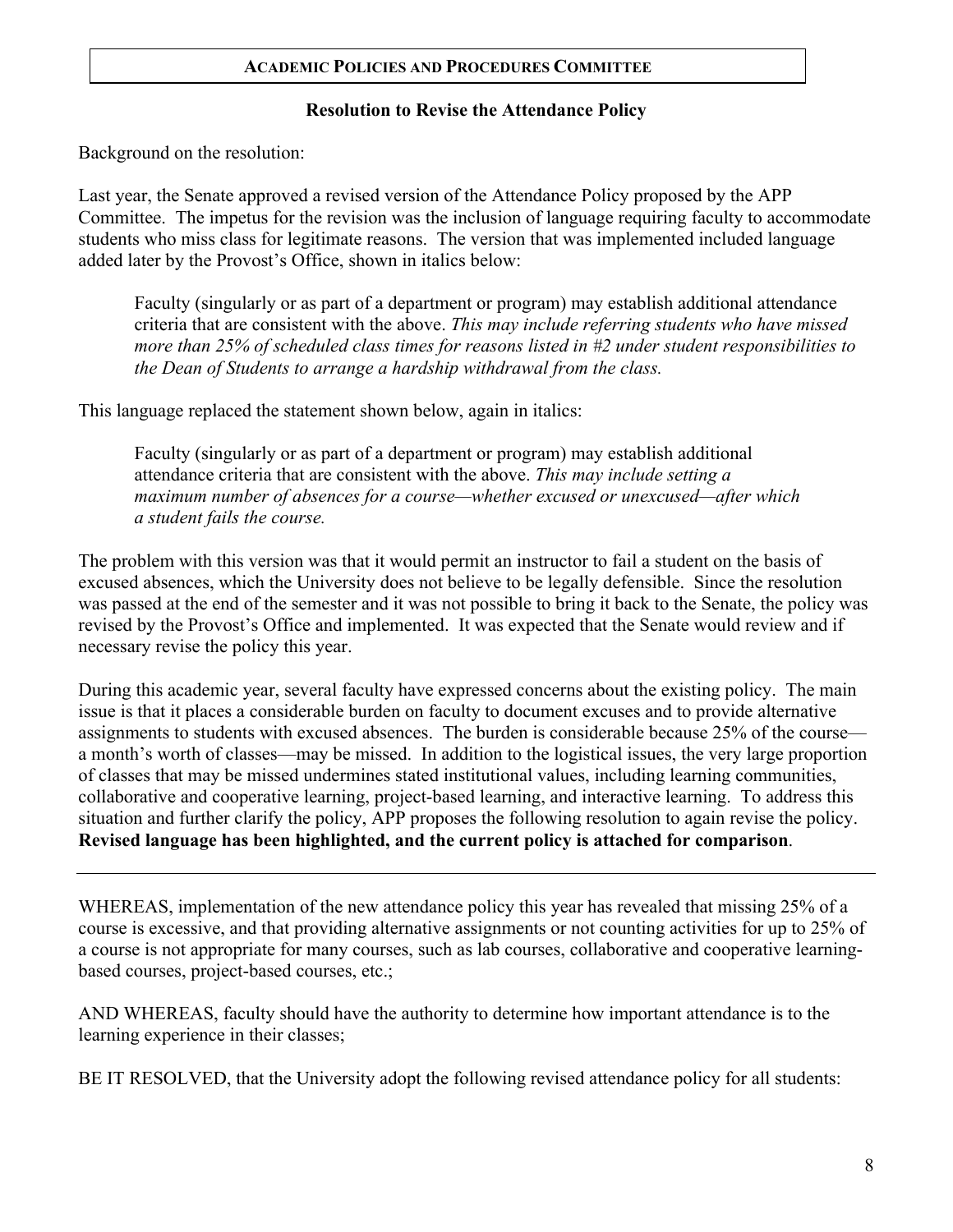## ACADEMIC POLICIES AND PROCEDURES COMMITTEE

### Resolution to Revise the Attendance Policy

Background on the resolution:

Last year, the Senate approved a revised version of the Attendance Policy proposed by the APP Committee. The impetus for the revision was the inclusion of language requiring faculty to accommodate students who miss class for legitimate reasons. The version that was implemented included language added later by the Provost's Office, shown in italics below:

> Faculty (singularly or as part of a department or program) may establish additional attendance criteria that are consistent with the above. *This may include referring students who have missed more than 25% of scheduled class times for reasons listed in #2 under student responsibilities to the Dean of Students to arrange a hardship withdrawal from the class.*

This language replaced the statement shown below, again in italics:

> Faculty (singularly or as part of a department or program) may establish additional attendance criteria that are consistent with the above. *This may include setting a maximum number of absences for a course—whether excused or unexcused—after which a student fails the course.*

The problem with this version was that it would permit an instructor to fail a student on the basis of excused absences, which the University does not believe to be legally defensible. Since the resolution was passed at the end of the semester and it was not possible to bring it back to the Senate, the policy was revised by the Provost's Office and implemented. It was expected that the Senate would review and if necessary revise the policy this year.

During this academic year, several faculty have expressed concerns about the existing policy. The main issue is that it places a considerable burden on faculty to document excuses and to provide alternative assignments to students with excused absences. The burden is considerable because 25% of the course—a month's worth of classes—may be missed. In addition to the logistical issues, the very large proportion of classes that may be missed undermines stated institutional values, including learning communities, collaborative and cooperative learning, project-based learning, and interactive learning. To address this situation and further clarify the policy, APP proposes the following resolution to again revise the policy. **Revised language has been highlighted, and the current policy is attached for comparison**.

---

WHEREAS, implementation of the new attendance policy this year has revealed that missing 25% of a course is excessive, and that providing alternative assignments or not counting activities for up to 25% of a course is not appropriate for many courses, such as lab courses, collaborative and cooperative learning-based courses, project-based courses, etc.;

AND WHEREAS, faculty should have the authority to determine how important attendance is to the learning experience in their classes;

BE IT RESOLVED, that the University adopt the following revised attendance policy for all students: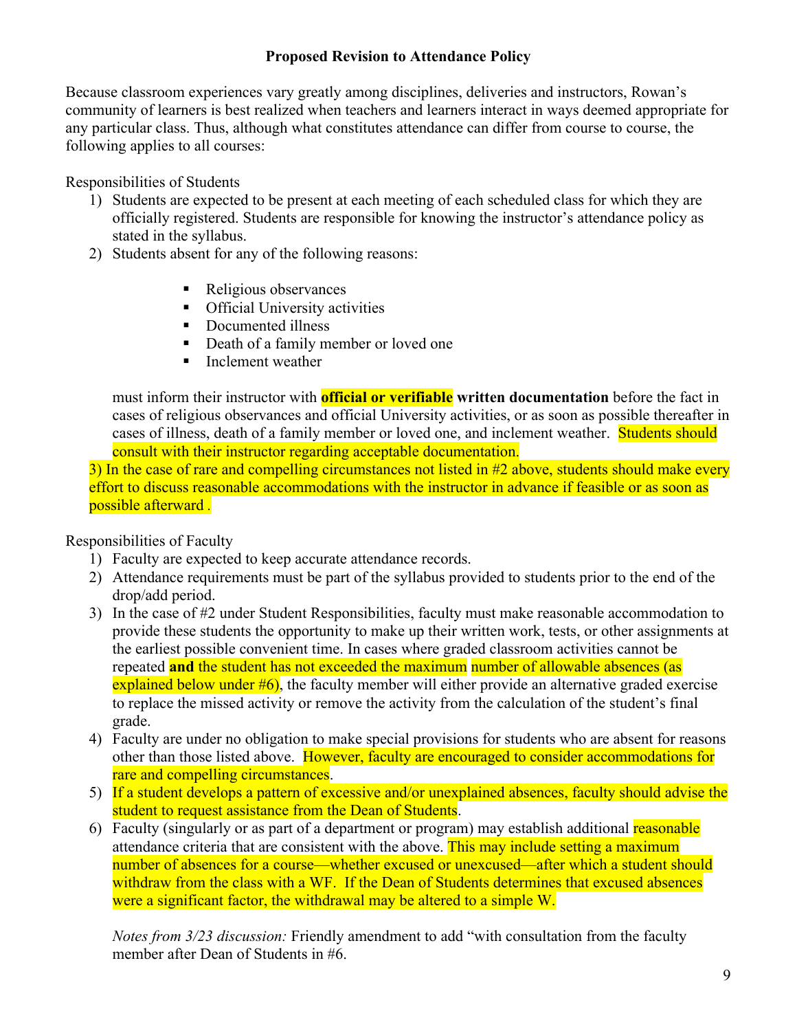**Proposed Revision to Attendance Policy**

Because classroom experiences vary greatly among disciplines, deliveries and instructors, Rowan's community of learners is best realized when teachers and learners interact in ways deemed appropriate for any particular class. Thus, although what constitutes attendance can differ from course to course, the following applies to all courses:

Responsibilities of Students

1) Students are expected to be present at each meeting of each scheduled class for which they are officially registered. Students are responsible for knowing the instructor's attendance policy as stated in the syllabus.
2) Students absent for any of the following reasons:

   - Religious observances
   - Official University activities
   - Documented illness
   - Death of a family member or loved one
   - Inclement weather

   must inform their instructor with **official or verifiable written documentation** before the fact in cases of religious observances and official University activities, or as soon as possible thereafter in cases of illness, death of a family member or loved one, and inclement weather. Students should consult with their instructor regarding acceptable documentation.

3) In the case of rare and compelling circumstances not listed in #2 above, students should make every effort to discuss reasonable accommodations with the instructor in advance if feasible or as soon as possible afterward .

Responsibilities of Faculty

1) Faculty are expected to keep accurate attendance records.
2) Attendance requirements must be part of the syllabus provided to students prior to the end of the drop/add period.
3) In the case of #2 under Student Responsibilities, faculty must make reasonable accommodation to provide these students the opportunity to make up their written work, tests, or other assignments at the earliest possible convenient time. In cases where graded classroom activities cannot be repeated **and** the student has not exceeded the maximum number of allowable absences (as explained below under #6), the faculty member will either provide an alternative graded exercise to replace the missed activity or remove the activity from the calculation of the student's final grade.
4) Faculty are under no obligation to make special provisions for students who are absent for reasons other than those listed above. However, faculty are encouraged to consider accommodations for rare and compelling circumstances.
5) If a student develops a pattern of excessive and/or unexplained absences, faculty should advise the student to request assistance from the Dean of Students.
6) Faculty (singularly or as part of a department or program) may establish additional reasonable attendance criteria that are consistent with the above. This may include setting a maximum number of absences for a course—whether excused or unexcused—after which a student should withdraw from the class with a WF. If the Dean of Students determines that excused absences were a significant factor, the withdrawal may be altered to a simple W.

   *Notes from 3/23 discussion:* Friendly amendment to add "with consultation from the faculty member after Dean of Students in #6.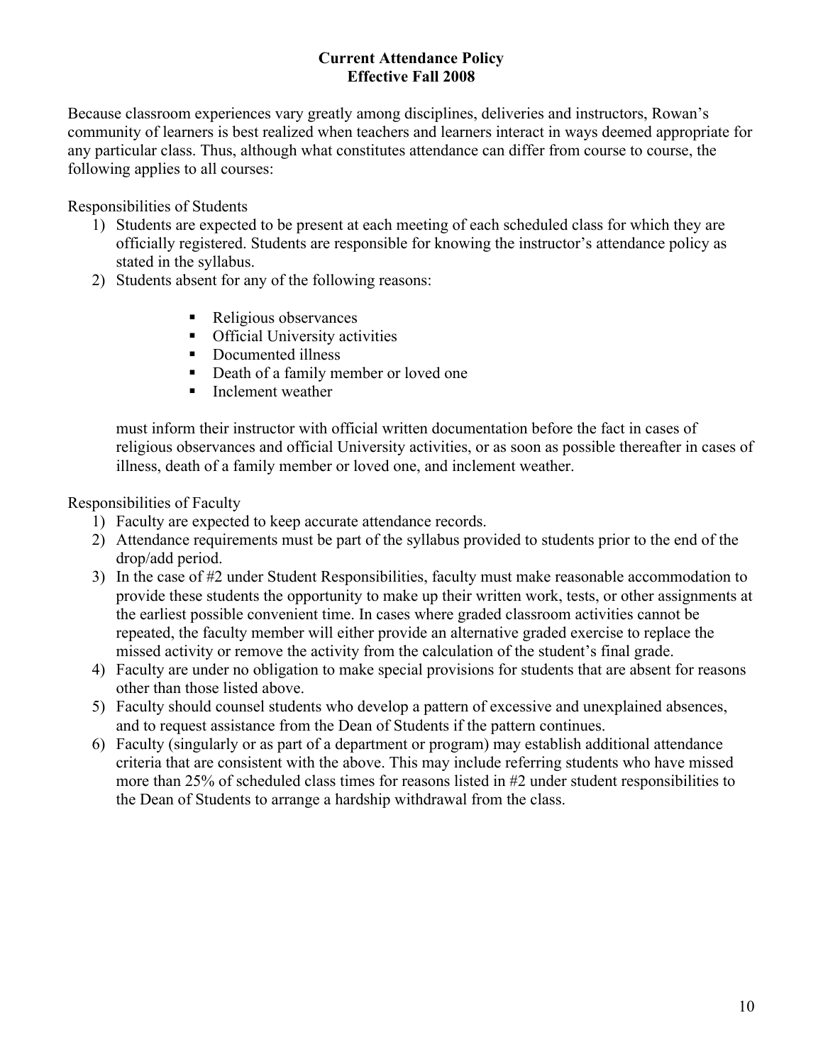## Current Attendance Policy
## Effective Fall 2008

Because classroom experiences vary greatly among disciplines, deliveries and instructors, Rowan's community of learners is best realized when teachers and learners interact in ways deemed appropriate for any particular class. Thus, although what constitutes attendance can differ from course to course, the following applies to all courses:

Responsibilities of Students

1) Students are expected to be present at each meeting of each scheduled class for which they are officially registered. Students are responsible for knowing the instructor's attendance policy as stated in the syllabus.
2) Students absent for any of the following reasons:

   - Religious observances
   - Official University activities
   - Documented illness
   - Death of a family member or loved one
   - Inclement weather

   must inform their instructor with official written documentation before the fact in cases of religious observances and official University activities, or as soon as possible thereafter in cases of illness, death of a family member or loved one, and inclement weather.

Responsibilities of Faculty

1) Faculty are expected to keep accurate attendance records.
2) Attendance requirements must be part of the syllabus provided to students prior to the end of the drop/add period.
3) In the case of #2 under Student Responsibilities, faculty must make reasonable accommodation to provide these students the opportunity to make up their written work, tests, or other assignments at the earliest possible convenient time. In cases where graded classroom activities cannot be repeated, the faculty member will either provide an alternative graded exercise to replace the missed activity or remove the activity from the calculation of the student's final grade.
4) Faculty are under no obligation to make special provisions for students that are absent for reasons other than those listed above.
5) Faculty should counsel students who develop a pattern of excessive and unexplained absences, and to request assistance from the Dean of Students if the pattern continues.
6) Faculty (singularly or as part of a department or program) may establish additional attendance criteria that are consistent with the above. This may include referring students who have missed more than 25% of scheduled class times for reasons listed in #2 under student responsibilities to the Dean of Students to arrange a hardship withdrawal from the class.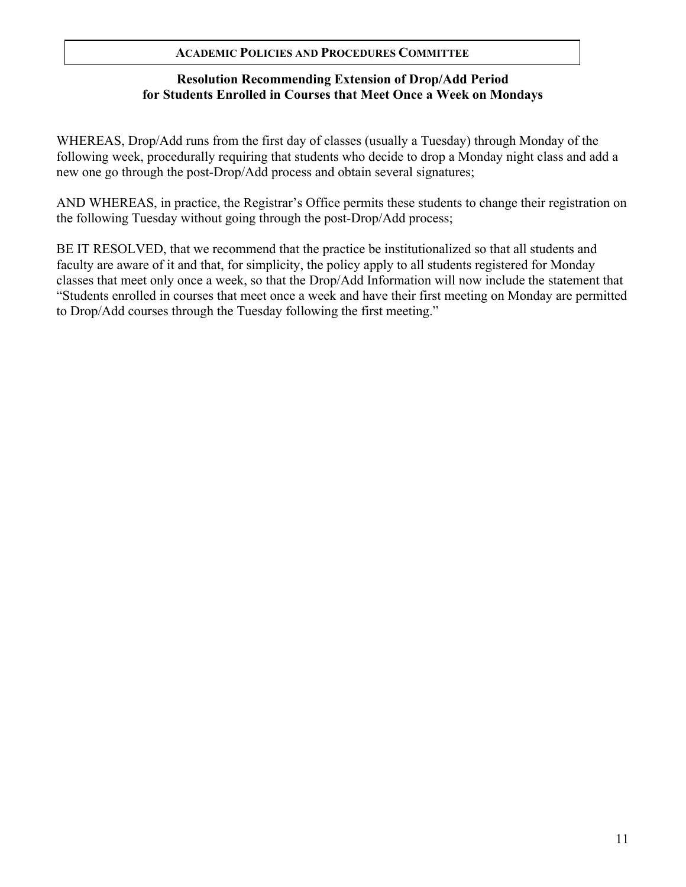## Academic Policies and Procedures Committee

### Resolution Recommending Extension of Drop/Add Period for Students Enrolled in Courses that Meet Once a Week on Mondays

WHEREAS, Drop/Add runs from the first day of classes (usually a Tuesday) through Monday of the following week, procedurally requiring that students who decide to drop a Monday night class and add a new one go through the post-Drop/Add process and obtain several signatures;

AND WHEREAS, in practice, the Registrar's Office permits these students to change their registration on the following Tuesday without going through the post-Drop/Add process;

BE IT RESOLVED, that we recommend that the practice be institutionalized so that all students and faculty are aware of it and that, for simplicity, the policy apply to all students registered for Monday classes that meet only once a week, so that the Drop/Add Information will now include the statement that "Students enrolled in courses that meet once a week and have their first meeting on Monday are permitted to Drop/Add courses through the Tuesday following the first meeting."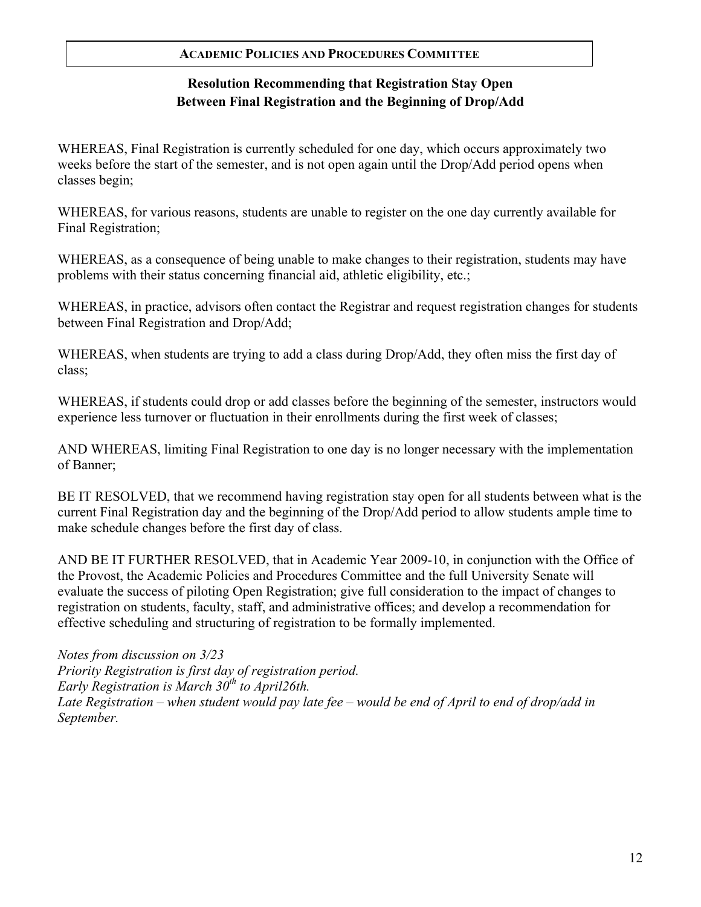**ACADEMIC POLICIES AND PROCEDURES COMMITTEE**

## Resolution Recommending that Registration Stay Open Between Final Registration and the Beginning of Drop/Add

WHEREAS, Final Registration is currently scheduled for one day, which occurs approximately two weeks before the start of the semester, and is not open again until the Drop/Add period opens when classes begin;

WHEREAS, for various reasons, students are unable to register on the one day currently available for Final Registration;

WHEREAS, as a consequence of being unable to make changes to their registration, students may have problems with their status concerning financial aid, athletic eligibility, etc.;

WHEREAS, in practice, advisors often contact the Registrar and request registration changes for students between Final Registration and Drop/Add;

WHEREAS, when students are trying to add a class during Drop/Add, they often miss the first day of class;

WHEREAS, if students could drop or add classes before the beginning of the semester, instructors would experience less turnover or fluctuation in their enrollments during the first week of classes;

AND WHEREAS, limiting Final Registration to one day is no longer necessary with the implementation of Banner;

BE IT RESOLVED, that we recommend having registration stay open for all students between what is the current Final Registration day and the beginning of the Drop/Add period to allow students ample time to make schedule changes before the first day of class.

AND BE IT FURTHER RESOLVED, that in Academic Year 2009-10, in conjunction with the Office of the Provost, the Academic Policies and Procedures Committee and the full University Senate will evaluate the success of piloting Open Registration; give full consideration to the impact of changes to registration on students, faculty, staff, and administrative offices; and develop a recommendation for effective scheduling and structuring of registration to be formally implemented.

*Notes from discussion on 3/23*
*Priority Registration is first day of registration period.*
*Early Registration is March 30th to April26th.*
*Late Registration – when student would pay late fee – would be end of April to end of drop/add in September.*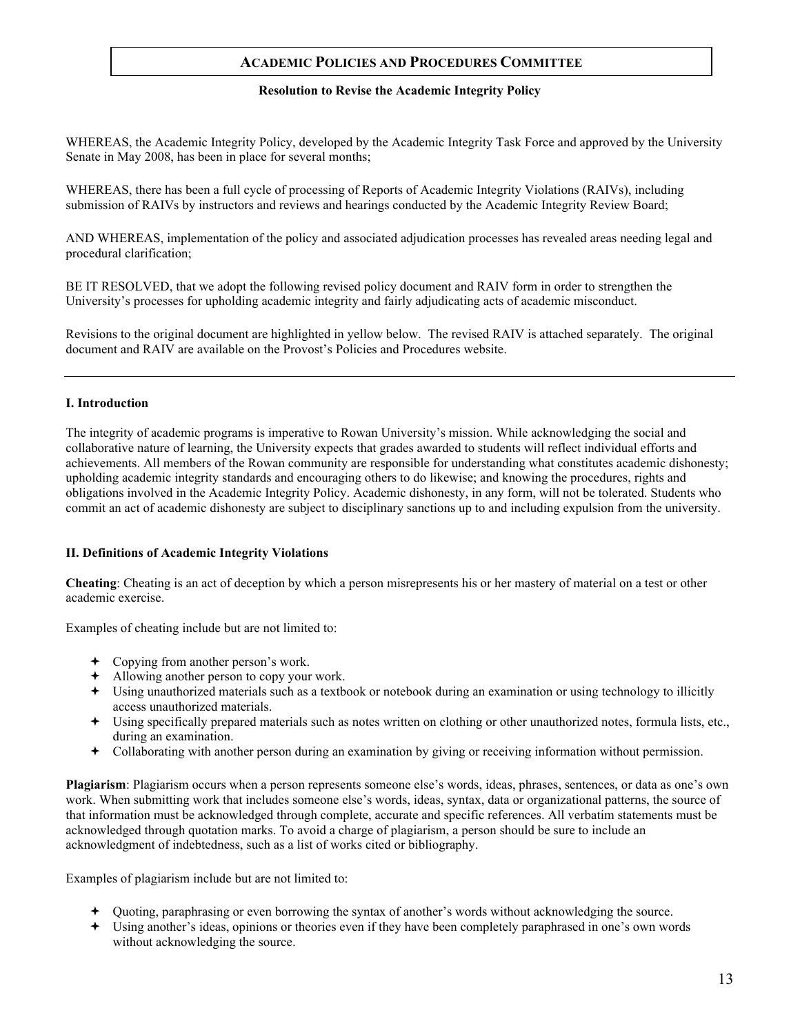## ACADEMIC POLICIES AND PROCEDURES COMMITTEE

**Resolution to Revise the Academic Integrity Policy**

WHEREAS, the Academic Integrity Policy, developed by the Academic Integrity Task Force and approved by the University Senate in May 2008, has been in place for several months;

WHEREAS, there has been a full cycle of processing of Reports of Academic Integrity Violations (RAIVs), including submission of RAIVs by instructors and reviews and hearings conducted by the Academic Integrity Review Board;

AND WHEREAS, implementation of the policy and associated adjudication processes has revealed areas needing legal and procedural clarification;

BE IT RESOLVED, that we adopt the following revised policy document and RAIV form in order to strengthen the University's processes for upholding academic integrity and fairly adjudicating acts of academic misconduct.

Revisions to the original document are highlighted in yellow below. The revised RAIV is attached separately. The original document and RAIV are available on the Provost's Policies and Procedures website.

---

### I. Introduction

The integrity of academic programs is imperative to Rowan University's mission. While acknowledging the social and collaborative nature of learning, the University expects that grades awarded to students will reflect individual efforts and achievements. All members of the Rowan community are responsible for understanding what constitutes academic dishonesty; upholding academic integrity standards and encouraging others to do likewise; and knowing the procedures, rights and obligations involved in the Academic Integrity Policy. Academic dishonesty, in any form, will not be tolerated. Students who commit an act of academic dishonesty are subject to disciplinary sanctions up to and including expulsion from the university.

### II. Definitions of Academic Integrity Violations

**Cheating**: Cheating is an act of deception by which a person misrepresents his or her mastery of material on a test or other academic exercise.

Examples of cheating include but are not limited to:

- Copying from another person's work.
- Allowing another person to copy your work.
- Using unauthorized materials such as a textbook or notebook during an examination or using technology to illicitly access unauthorized materials.
- Using specifically prepared materials such as notes written on clothing or other unauthorized notes, formula lists, etc., during an examination.
- Collaborating with another person during an examination by giving or receiving information without permission.

**Plagiarism**: Plagiarism occurs when a person represents someone else's words, ideas, phrases, sentences, or data as one's own work. When submitting work that includes someone else's words, ideas, syntax, data or organizational patterns, the source of that information must be acknowledged through complete, accurate and specific references. All verbatim statements must be acknowledged through quotation marks. To avoid a charge of plagiarism, a person should be sure to include an acknowledgment of indebtedness, such as a list of works cited or bibliography.

Examples of plagiarism include but are not limited to:

- Quoting, paraphrasing or even borrowing the syntax of another's words without acknowledging the source.
- Using another's ideas, opinions or theories even if they have been completely paraphrased in one's own words without acknowledging the source.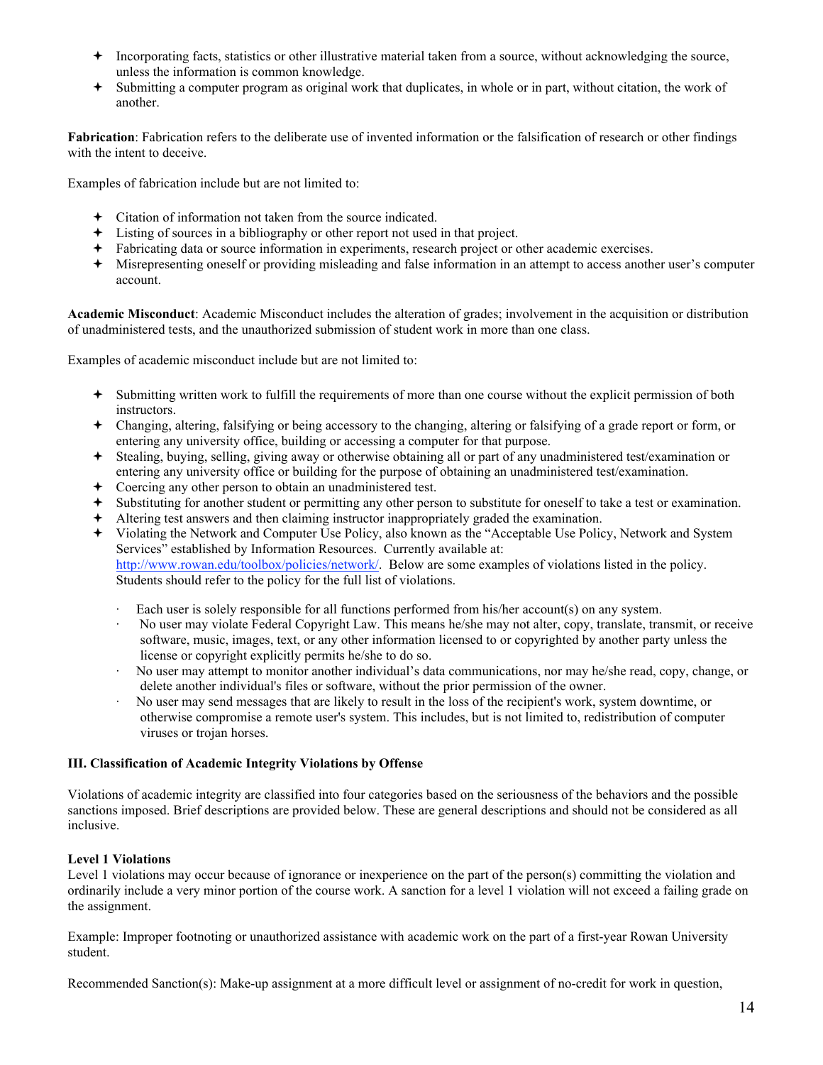- Incorporating facts, statistics or other illustrative material taken from a source, without acknowledging the source, unless the information is common knowledge.
- Submitting a computer program as original work that duplicates, in whole or in part, without citation, the work of another.

**Fabrication**: Fabrication refers to the deliberate use of invented information or the falsification of research or other findings with the intent to deceive.

Examples of fabrication include but are not limited to:

- Citation of information not taken from the source indicated.
- Listing of sources in a bibliography or other report not used in that project.
- Fabricating data or source information in experiments, research project or other academic exercises.
- Misrepresenting oneself or providing misleading and false information in an attempt to access another user's computer account.

**Academic Misconduct**: Academic Misconduct includes the alteration of grades; involvement in the acquisition or distribution of unadministered tests, and the unauthorized submission of student work in more than one class.

Examples of academic misconduct include but are not limited to:

- Submitting written work to fulfill the requirements of more than one course without the explicit permission of both instructors.
- Changing, altering, falsifying or being accessory to the changing, altering or falsifying of a grade report or form, or entering any university office, building or accessing a computer for that purpose.
- Stealing, buying, selling, giving away or otherwise obtaining all or part of any unadministered test/examination or entering any university office or building for the purpose of obtaining an unadministered test/examination.
- Coercing any other person to obtain an unadministered test.
- Substituting for another student or permitting any other person to substitute for oneself to take a test or examination.
- Altering test answers and then claiming instructor inappropriately graded the examination.
- Violating the Network and Computer Use Policy, also known as the "Acceptable Use Policy, Network and System Services" established by Information Resources. Currently available at: [http://www.rowan.edu/toolbox/policies/network/](http://www.rowan.edu/toolbox/policies/network/). Below are some examples of violations listed in the policy. Students should refer to the policy for the full list of violations.
  - Each user is solely responsible for all functions performed from his/her account(s) on any system.
  - No user may violate Federal Copyright Law. This means he/she may not alter, copy, translate, transmit, or receive software, music, images, text, or any other information licensed to or copyrighted by another party unless the license or copyright explicitly permits he/she to do so.
  - No user may attempt to monitor another individual's data communications, nor may he/she read, copy, change, or delete another individual's files or software, without the prior permission of the owner.
  - No user may send messages that are likely to result in the loss of the recipient's work, system downtime, or otherwise compromise a remote user's system. This includes, but is not limited to, redistribution of computer viruses or trojan horses.

### III. Classification of Academic Integrity Violations by Offense

Violations of academic integrity are classified into four categories based on the seriousness of the behaviors and the possible sanctions imposed. Brief descriptions are provided below. These are general descriptions and should not be considered as all inclusive.

**Level 1 Violations**

Level 1 violations may occur because of ignorance or inexperience on the part of the person(s) committing the violation and ordinarily include a very minor portion of the course work. A sanction for a level 1 violation will not exceed a failing grade on the assignment.

Example: Improper footnoting or unauthorized assistance with academic work on the part of a first-year Rowan University student.

Recommended Sanction(s): Make-up assignment at a more difficult level or assignment of no-credit for work in question,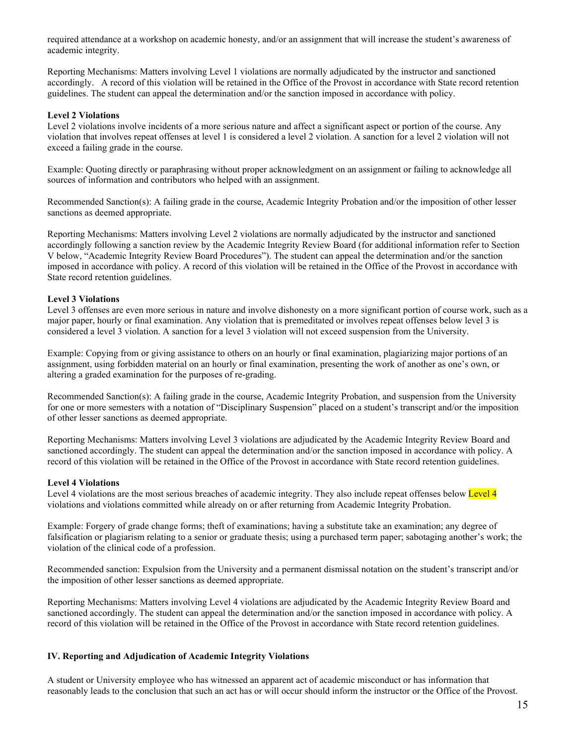required attendance at a workshop on academic honesty, and/or an assignment that will increase the student's awareness of academic integrity.

Reporting Mechanisms: Matters involving Level 1 violations are normally adjudicated by the instructor and sanctioned accordingly. A record of this violation will be retained in the Office of the Provost in accordance with State record retention guidelines. The student can appeal the determination and/or the sanction imposed in accordance with policy.

**Level 2 Violations**
Level 2 violations involve incidents of a more serious nature and affect a significant aspect or portion of the course. Any violation that involves repeat offenses at level 1 is considered a level 2 violation. A sanction for a level 2 violation will not exceed a failing grade in the course.

Example: Quoting directly or paraphrasing without proper acknowledgment on an assignment or failing to acknowledge all sources of information and contributors who helped with an assignment.

Recommended Sanction(s): A failing grade in the course, Academic Integrity Probation and/or the imposition of other lesser sanctions as deemed appropriate.

Reporting Mechanisms: Matters involving Level 2 violations are normally adjudicated by the instructor and sanctioned accordingly following a sanction review by the Academic Integrity Review Board (for additional information refer to Section V below, "Academic Integrity Review Board Procedures"). The student can appeal the determination and/or the sanction imposed in accordance with policy. A record of this violation will be retained in the Office of the Provost in accordance with State record retention guidelines.

**Level 3 Violations**
Level 3 offenses are even more serious in nature and involve dishonesty on a more significant portion of course work, such as a major paper, hourly or final examination. Any violation that is premeditated or involves repeat offenses below level 3 is considered a level 3 violation. A sanction for a level 3 violation will not exceed suspension from the University.

Example: Copying from or giving assistance to others on an hourly or final examination, plagiarizing major portions of an assignment, using forbidden material on an hourly or final examination, presenting the work of another as one's own, or altering a graded examination for the purposes of re-grading.

Recommended Sanction(s): A failing grade in the course, Academic Integrity Probation, and suspension from the University for one or more semesters with a notation of "Disciplinary Suspension" placed on a student's transcript and/or the imposition of other lesser sanctions as deemed appropriate.

Reporting Mechanisms: Matters involving Level 3 violations are adjudicated by the Academic Integrity Review Board and sanctioned accordingly. The student can appeal the determination and/or the sanction imposed in accordance with policy. A record of this violation will be retained in the Office of the Provost in accordance with State record retention guidelines.

**Level 4 Violations**
Level 4 violations are the most serious breaches of academic integrity. They also include repeat offenses below Level 4 violations and violations committed while already on or after returning from Academic Integrity Probation.

Example: Forgery of grade change forms; theft of examinations; having a substitute take an examination; any degree of falsification or plagiarism relating to a senior or graduate thesis; using a purchased term paper; sabotaging another's work; the violation of the clinical code of a profession.

Recommended sanction: Expulsion from the University and a permanent dismissal notation on the student's transcript and/or the imposition of other lesser sanctions as deemed appropriate.

Reporting Mechanisms: Matters involving Level 4 violations are adjudicated by the Academic Integrity Review Board and sanctioned accordingly. The student can appeal the determination and/or the sanction imposed in accordance with policy. A record of this violation will be retained in the Office of the Provost in accordance with State record retention guidelines.

### IV. Reporting and Adjudication of Academic Integrity Violations

A student or University employee who has witnessed an apparent act of academic misconduct or has information that reasonably leads to the conclusion that such an act has or will occur should inform the instructor or the Office of the Provost.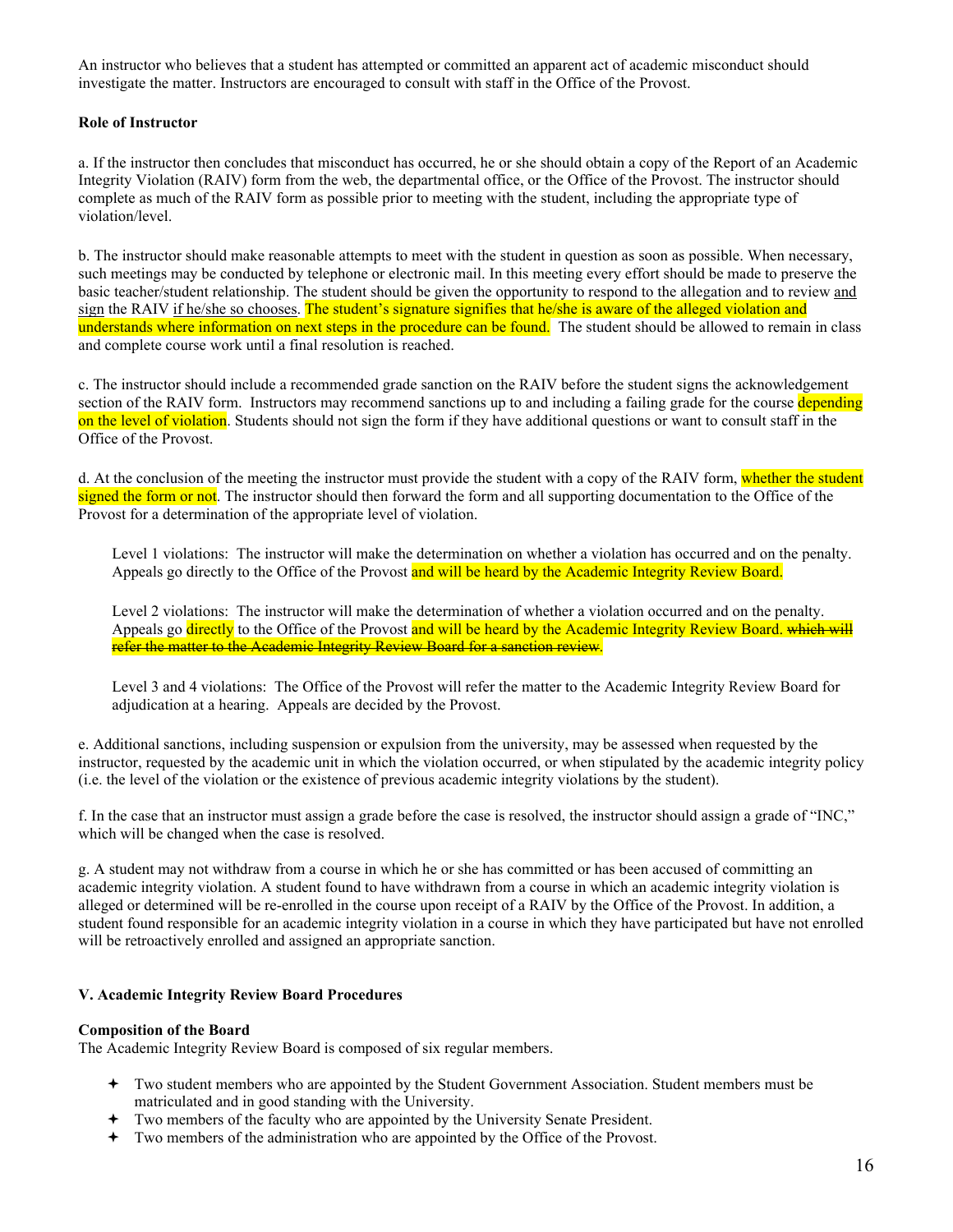An instructor who believes that a student has attempted or committed an apparent act of academic misconduct should investigate the matter. Instructors are encouraged to consult with staff in the Office of the Provost.

**Role of Instructor**

a. If the instructor then concludes that misconduct has occurred, he or she should obtain a copy of the Report of an Academic Integrity Violation (RAIV) form from the web, the departmental office, or the Office of the Provost. The instructor should complete as much of the RAIV form as possible prior to meeting with the student, including the appropriate type of violation/level.

b. The instructor should make reasonable attempts to meet with the student in question as soon as possible. When necessary, such meetings may be conducted by telephone or electronic mail. In this meeting every effort should be made to preserve the basic teacher/student relationship. The student should be given the opportunity to respond to the allegation and to review <u>and sign</u> the RAIV <u>if he/she so chooses</u>. The student's signature signifies that he/she is aware of the alleged violation and understands where information on next steps in the procedure can be found. The student should be allowed to remain in class and complete course work until a final resolution is reached.

c. The instructor should include a recommended grade sanction on the RAIV before the student signs the acknowledgement section of the RAIV form. Instructors may recommend sanctions up to and including a failing grade for the course depending on the level of violation. Students should not sign the form if they have additional questions or want to consult staff in the Office of the Provost.

d. At the conclusion of the meeting the instructor must provide the student with a copy of the RAIV form, whether the student signed the form or not. The instructor should then forward the form and all supporting documentation to the Office of the Provost for a determination of the appropriate level of violation.

> Level 1 violations: The instructor will make the determination on whether a violation has occurred and on the penalty. Appeals go directly to the Office of the Provost and will be heard by the Academic Integrity Review Board.
>
> Level 2 violations: The instructor will make the determination of whether a violation occurred and on the penalty. Appeals go directly to the Office of the Provost and will be heard by the Academic Integrity Review Board. ~~which will refer the matter to the Academic Integrity Review Board for a sanction review.~~
>
> Level 3 and 4 violations: The Office of the Provost will refer the matter to the Academic Integrity Review Board for adjudication at a hearing. Appeals are decided by the Provost.

e. Additional sanctions, including suspension or expulsion from the university, may be assessed when requested by the instructor, requested by the academic unit in which the violation occurred, or when stipulated by the academic integrity policy (i.e. the level of the violation or the existence of previous academic integrity violations by the student).

f. In the case that an instructor must assign a grade before the case is resolved, the instructor should assign a grade of "INC," which will be changed when the case is resolved.

g. A student may not withdraw from a course in which he or she has committed or has been accused of committing an academic integrity violation. A student found to have withdrawn from a course in which an academic integrity violation is alleged or determined will be re-enrolled in the course upon receipt of a RAIV by the Office of the Provost. In addition, a student found responsible for an academic integrity violation in a course in which they have participated but have not enrolled will be retroactively enrolled and assigned an appropriate sanction.

## V. Academic Integrity Review Board Procedures

**Composition of the Board**
The Academic Integrity Review Board is composed of six regular members.

- Two student members who are appointed by the Student Government Association. Student members must be matriculated and in good standing with the University.
- Two members of the faculty who are appointed by the University Senate President.
- Two members of the administration who are appointed by the Office of the Provost.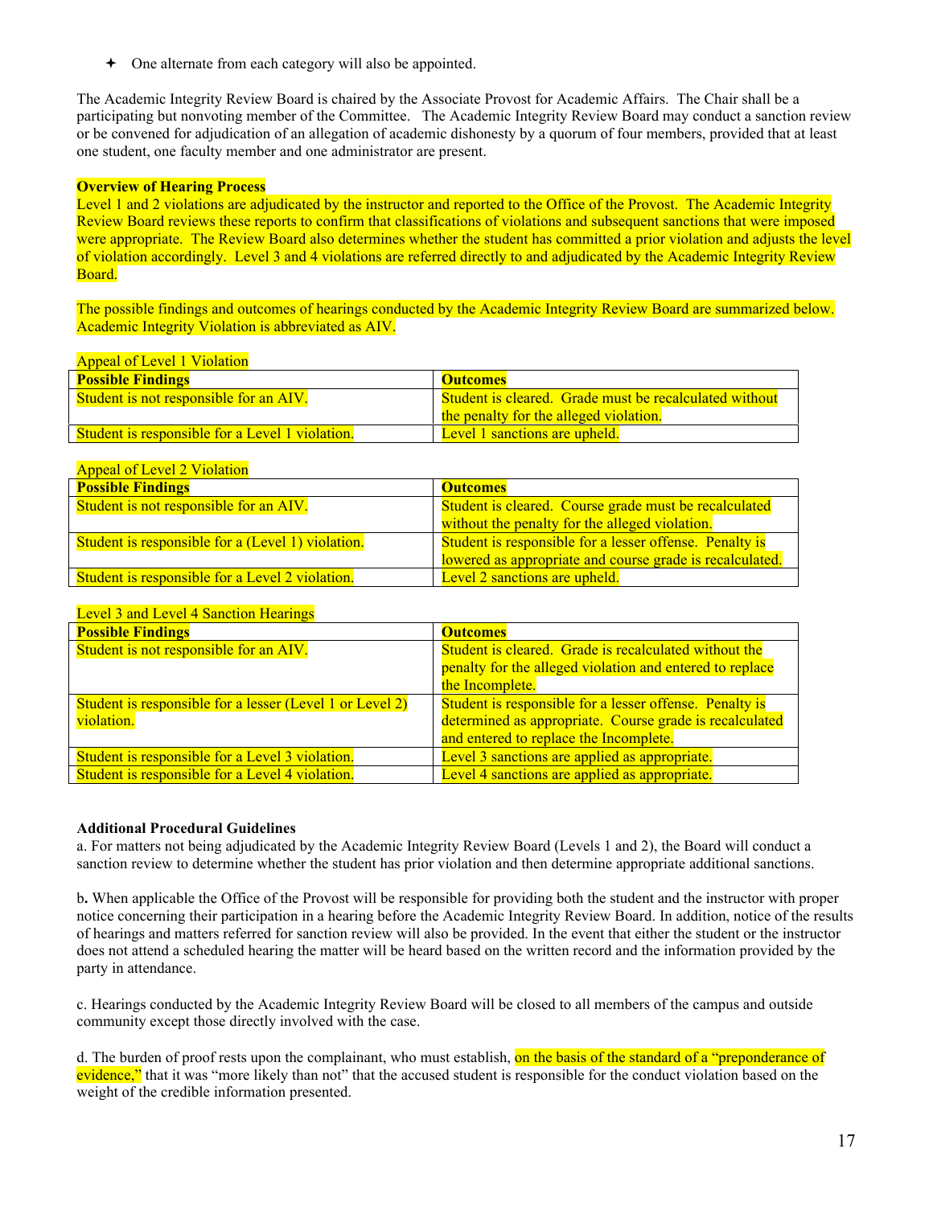- ✦ One alternate from each category will also be appointed.

The Academic Integrity Review Board is chaired by the Associate Provost for Academic Affairs. The Chair shall be a participating but nonvoting member of the Committee. The Academic Integrity Review Board may conduct a sanction review or be convened for adjudication of an allegation of academic dishonesty by a quorum of four members, provided that at least one student, one faculty member and one administrator are present.

**Overview of Hearing Process**

Level 1 and 2 violations are adjudicated by the instructor and reported to the Office of the Provost. The Academic Integrity Review Board reviews these reports to confirm that classifications of violations and subsequent sanctions that were imposed were appropriate. The Review Board also determines whether the student has committed a prior violation and adjusts the level of violation accordingly. Level 3 and 4 violations are referred directly to and adjudicated by the Academic Integrity Review Board.

The possible findings and outcomes of hearings conducted by the Academic Integrity Review Board are summarized below. Academic Integrity Violation is abbreviated as AIV.

Appeal of Level 1 Violation

| **Possible Findings** | **Outcomes** |
|---|---|
| Student is not responsible for an AIV. | Student is cleared. Grade must be recalculated without the penalty for the alleged violation. |
| Student is responsible for a Level 1 violation. | Level 1 sanctions are upheld. |

Appeal of Level 2 Violation

| **Possible Findings** | **Outcomes** |
|---|---|
| Student is not responsible for an AIV. | Student is cleared. Course grade must be recalculated without the penalty for the alleged violation. |
| Student is responsible for a (Level 1) violation. | Student is responsible for a lesser offense. Penalty is lowered as appropriate and course grade is recalculated. |
| Student is responsible for a Level 2 violation. | Level 2 sanctions are upheld. |

Level 3 and Level 4 Sanction Hearings

| **Possible Findings** | **Outcomes** |
|---|---|
| Student is not responsible for an AIV. | Student is cleared. Grade is recalculated without the penalty for the alleged violation and entered to replace the Incomplete. |
| Student is responsible for a lesser (Level 1 or Level 2) violation. | Student is responsible for a lesser offense. Penalty is determined as appropriate. Course grade is recalculated and entered to replace the Incomplete. |
| Student is responsible for a Level 3 violation. | Level 3 sanctions are applied as appropriate. |
| Student is responsible for a Level 4 violation. | Level 4 sanctions are applied as appropriate. |

**Additional Procedural Guidelines**

a. For matters not being adjudicated by the Academic Integrity Review Board (Levels 1 and 2), the Board will conduct a sanction review to determine whether the student has prior violation and then determine appropriate additional sanctions.

b**.** When applicable the Office of the Provost will be responsible for providing both the student and the instructor with proper notice concerning their participation in a hearing before the Academic Integrity Review Board. In addition, notice of the results of hearings and matters referred for sanction review will also be provided. In the event that either the student or the instructor does not attend a scheduled hearing the matter will be heard based on the written record and the information provided by the party in attendance.

c. Hearings conducted by the Academic Integrity Review Board will be closed to all members of the campus and outside community except those directly involved with the case.

d. The burden of proof rests upon the complainant, who must establish, on the basis of the standard of a "preponderance of evidence," that it was "more likely than not" that the accused student is responsible for the conduct violation based on the weight of the credible information presented.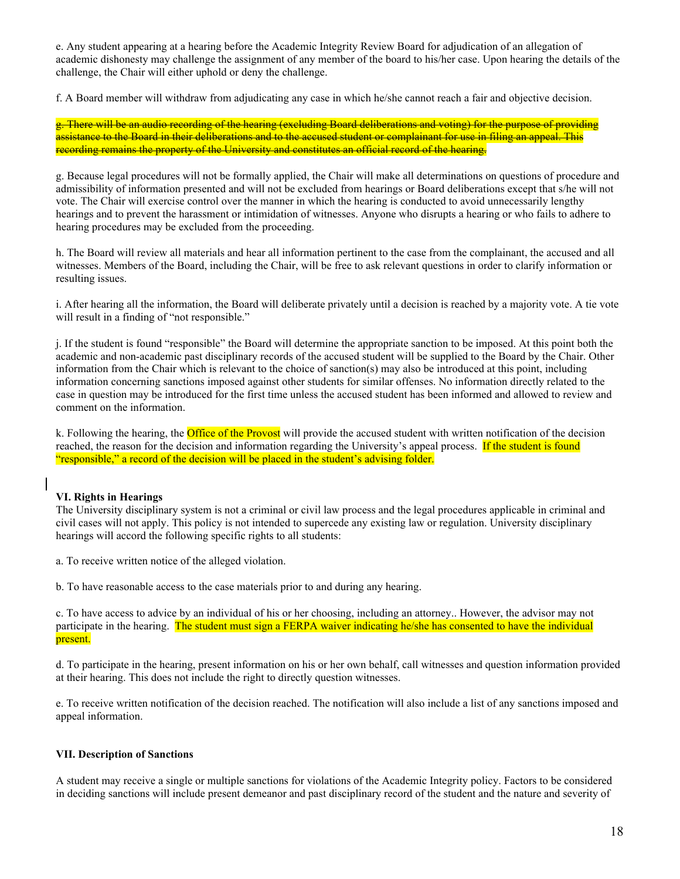e. Any student appearing at a hearing before the Academic Integrity Review Board for adjudication of an allegation of academic dishonesty may challenge the assignment of any member of the board to his/her case. Upon hearing the details of the challenge, the Chair will either uphold or deny the challenge.

f. A Board member will withdraw from adjudicating any case in which he/she cannot reach a fair and objective decision.

~~g. There will be an audio recording of the hearing (excluding Board deliberations and voting) for the purpose of providing assistance to the Board in their deliberations and to the accused student or complainant for use in filing an appeal. This recording remains the property of the University and constitutes an official record of the hearing.~~

g. Because legal procedures will not be formally applied, the Chair will make all determinations on questions of procedure and admissibility of information presented and will not be excluded from hearings or Board deliberations except that s/he will not vote. The Chair will exercise control over the manner in which the hearing is conducted to avoid unnecessarily lengthy hearings and to prevent the harassment or intimidation of witnesses. Anyone who disrupts a hearing or who fails to adhere to hearing procedures may be excluded from the proceeding.

h. The Board will review all materials and hear all information pertinent to the case from the complainant, the accused and all witnesses. Members of the Board, including the Chair, will be free to ask relevant questions in order to clarify information or resulting issues.

i. After hearing all the information, the Board will deliberate privately until a decision is reached by a majority vote. A tie vote will result in a finding of "not responsible."

j. If the student is found "responsible" the Board will determine the appropriate sanction to be imposed. At this point both the academic and non-academic past disciplinary records of the accused student will be supplied to the Board by the Chair. Other information from the Chair which is relevant to the choice of sanction(s) may also be introduced at this point, including information concerning sanctions imposed against other students for similar offenses. No information directly related to the case in question may be introduced for the first time unless the accused student has been informed and allowed to review and comment on the information.

k. Following the hearing, the Office of the Provost will provide the accused student with written notification of the decision reached, the reason for the decision and information regarding the University's appeal process. If the student is found "responsible," a record of the decision will be placed in the student's advising folder.

### VI. Rights in Hearings

The University disciplinary system is not a criminal or civil law process and the legal procedures applicable in criminal and civil cases will not apply. This policy is not intended to supercede any existing law or regulation. University disciplinary hearings will accord the following specific rights to all students:

a. To receive written notice of the alleged violation.

b. To have reasonable access to the case materials prior to and during any hearing.

c. To have access to advice by an individual of his or her choosing, including an attorney.. However, the advisor may not participate in the hearing. The student must sign a FERPA waiver indicating he/she has consented to have the individual present.

d. To participate in the hearing, present information on his or her own behalf, call witnesses and question information provided at their hearing. This does not include the right to directly question witnesses.

e. To receive written notification of the decision reached. The notification will also include a list of any sanctions imposed and appeal information.

### VII. Description of Sanctions

A student may receive a single or multiple sanctions for violations of the Academic Integrity policy. Factors to be considered in deciding sanctions will include present demeanor and past disciplinary record of the student and the nature and severity of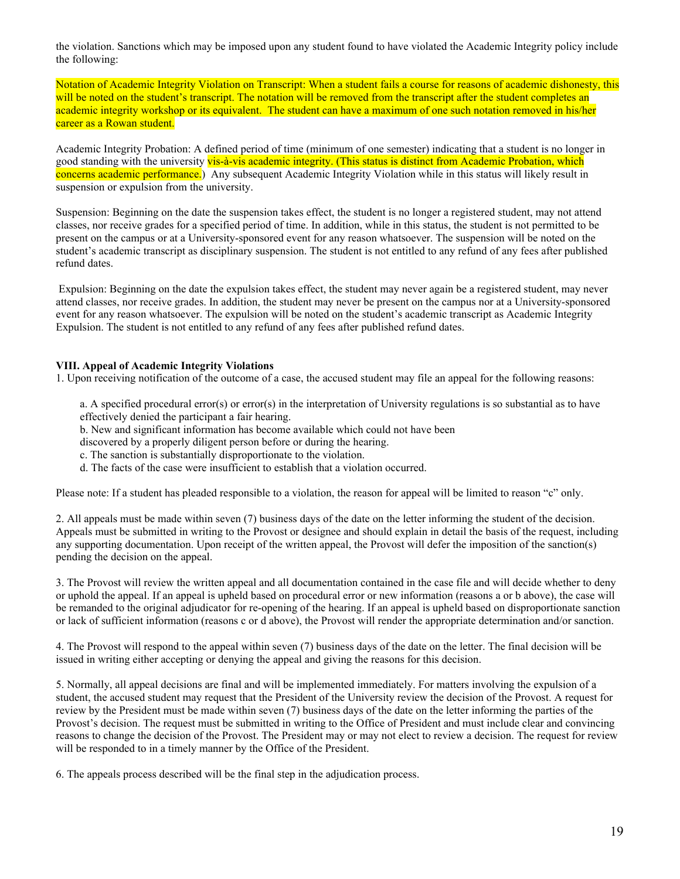the violation. Sanctions which may be imposed upon any student found to have violated the Academic Integrity policy include the following:

Notation of Academic Integrity Violation on Transcript: When a student fails a course for reasons of academic dishonesty, this will be noted on the student's transcript. The notation will be removed from the transcript after the student completes an academic integrity workshop or its equivalent. The student can have a maximum of one such notation removed in his/her career as a Rowan student.

Academic Integrity Probation: A defined period of time (minimum of one semester) indicating that a student is no longer in good standing with the university vis-à-vis academic integrity. (This status is distinct from Academic Probation, which concerns academic performance.) Any subsequent Academic Integrity Violation while in this status will likely result in suspension or expulsion from the university.

Suspension: Beginning on the date the suspension takes effect, the student is no longer a registered student, may not attend classes, nor receive grades for a specified period of time. In addition, while in this status, the student is not permitted to be present on the campus or at a University-sponsored event for any reason whatsoever. The suspension will be noted on the student's academic transcript as disciplinary suspension. The student is not entitled to any refund of any fees after published refund dates.

Expulsion: Beginning on the date the expulsion takes effect, the student may never again be a registered student, may never attend classes, nor receive grades. In addition, the student may never be present on the campus nor at a University-sponsored event for any reason whatsoever. The expulsion will be noted on the student's academic transcript as Academic Integrity Expulsion. The student is not entitled to any refund of any fees after published refund dates.

**VIII. Appeal of Academic Integrity Violations**

1. Upon receiving notification of the outcome of a case, the accused student may file an appeal for the following reasons:

   a. A specified procedural error(s) or error(s) in the interpretation of University regulations is so substantial as to have effectively denied the participant a fair hearing.
   b. New and significant information has become available which could not have been discovered by a properly diligent person before or during the hearing.
   c. The sanction is substantially disproportionate to the violation.
   d. The facts of the case were insufficient to establish that a violation occurred.

Please note: If a student has pleaded responsible to a violation, the reason for appeal will be limited to reason "c" only.

2. All appeals must be made within seven (7) business days of the date on the letter informing the student of the decision. Appeals must be submitted in writing to the Provost or designee and should explain in detail the basis of the request, including any supporting documentation. Upon receipt of the written appeal, the Provost will defer the imposition of the sanction(s) pending the decision on the appeal.

3. The Provost will review the written appeal and all documentation contained in the case file and will decide whether to deny or uphold the appeal. If an appeal is upheld based on procedural error or new information (reasons a or b above), the case will be remanded to the original adjudicator for re-opening of the hearing. If an appeal is upheld based on disproportionate sanction or lack of sufficient information (reasons c or d above), the Provost will render the appropriate determination and/or sanction.

4. The Provost will respond to the appeal within seven (7) business days of the date on the letter. The final decision will be issued in writing either accepting or denying the appeal and giving the reasons for this decision.

5. Normally, all appeal decisions are final and will be implemented immediately. For matters involving the expulsion of a student, the accused student may request that the President of the University review the decision of the Provost. A request for review by the President must be made within seven (7) business days of the date on the letter informing the parties of the Provost's decision. The request must be submitted in writing to the Office of President and must include clear and convincing reasons to change the decision of the Provost. The President may or may not elect to review a decision. The request for review will be responded to in a timely manner by the Office of the President.

6. The appeals process described will be the final step in the adjudication process.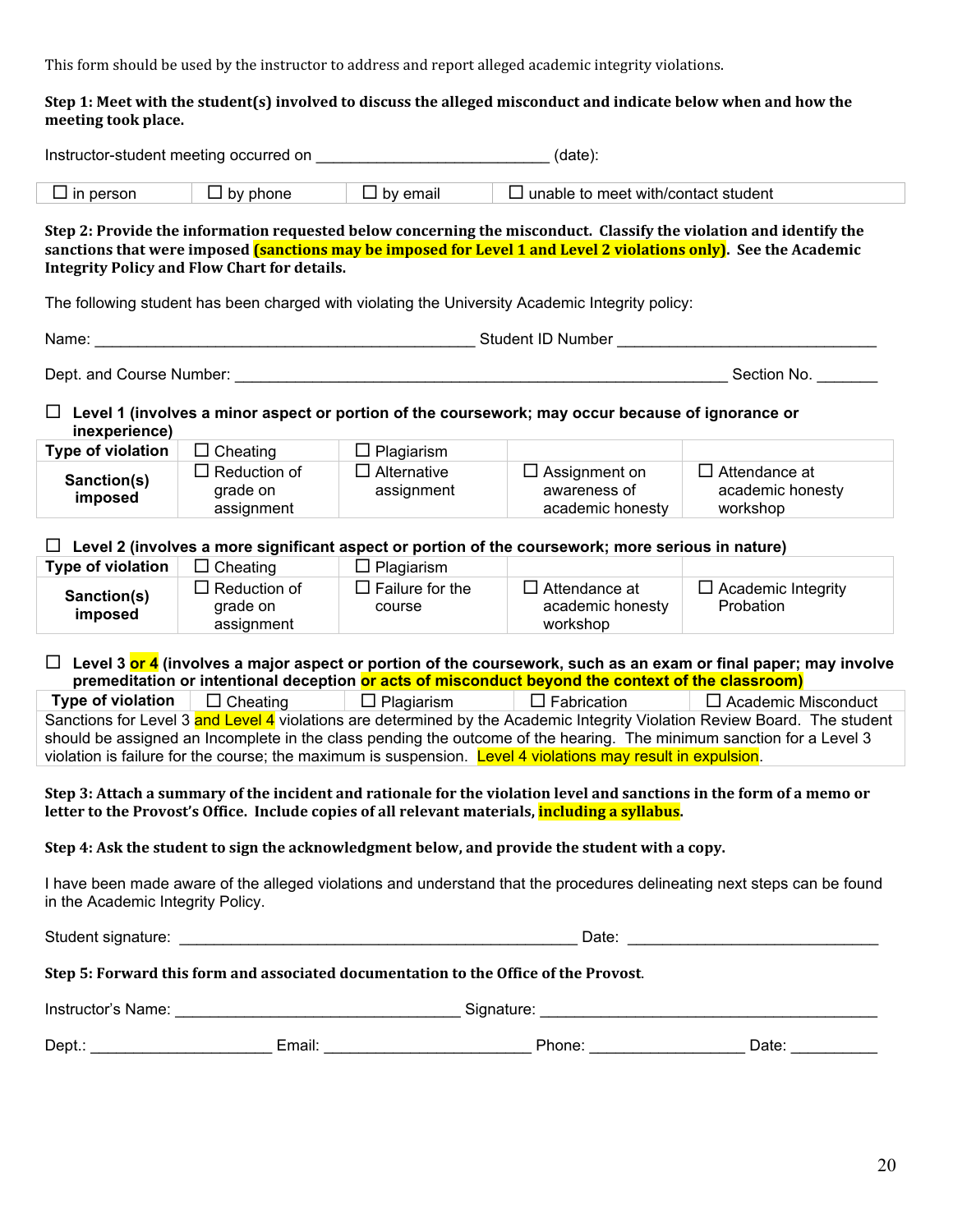This form should be used by the instructor to address and report alleged academic integrity violations.

**Step 1: Meet with the student(s) involved to discuss the alleged misconduct and indicate below when and how the meeting took place.**

Instructor-student meeting occurred on ___________________________ (date):

| ☐ in person | ☐ by phone | ☐ by email | ☐ unable to meet with/contact student |
|---|---|---|---|

**Step 2: Provide the information requested below concerning the misconduct. Classify the violation and identify the sanctions that were imposed (sanctions may be imposed for Level 1 and Level 2 violations only). See the Academic Integrity Policy and Flow Chart for details.**

The following student has been charged with violating the University Academic Integrity policy:

Name: _____________________________________________ Student ID Number ______________________________

Dept. and Course Number: _________________________________________________________ Section No. _______

☐ **Level 1 (involves a minor aspect or portion of the coursework; may occur because of ignorance or inexperience)**

| **Type of violation** | ☐ Cheating | ☐ Plagiarism | | |
|---|---|---|---|---|
| **Sanction(s) imposed** | ☐ Reduction of grade on assignment | ☐ Alternative assignment | ☐ Assignment on awareness of academic honesty | ☐ Attendance at academic honesty workshop |

☐ **Level 2 (involves a more significant aspect or portion of the coursework; more serious in nature)**

| **Type of violation** | ☐ Cheating | ☐ Plagiarism | | |
|---|---|---|---|---|
| **Sanction(s) imposed** | ☐ Reduction of grade on assignment | ☐ Failure for the course | ☐ Attendance at academic honesty workshop | ☐ Academic Integrity Probation |

☐ **Level 3 or 4 (involves a major aspect or portion of the coursework, such as an exam or final paper; may involve premeditation or intentional deception or acts of misconduct beyond the context of the classroom)**

| **Type of violation** | ☐ Cheating | ☐ Plagiarism | ☐ Fabrication | ☐ Academic Misconduct |
|---|---|---|---|---|
| Sanctions for Level 3 and Level 4 violations are determined by the Academic Integrity Violation Review Board. The student should be assigned an Incomplete in the class pending the outcome of the hearing. The minimum sanction for a Level 3 violation is failure for the course; the maximum is suspension. Level 4 violations may result in expulsion. | | | | |

**Step 3: Attach a summary of the incident and rationale for the violation level and sanctions in the form of a memo or letter to the Provost's Office. Include copies of all relevant materials, including a syllabus.**

**Step 4: Ask the student to sign the acknowledgment below, and provide the student with a copy.**

I have been made aware of the alleged violations and understand that the procedures delineating next steps can be found in the Academic Integrity Policy.

Student signature: _____________________________________________ Date: ____________________________

**Step 5: Forward this form and associated documentation to the Office of the Provost.**

Instructor's Name: ________________________________ Signature: ______________________________________

Dept.: ____________________ Email: _______________________ Phone: _________________ Date: __________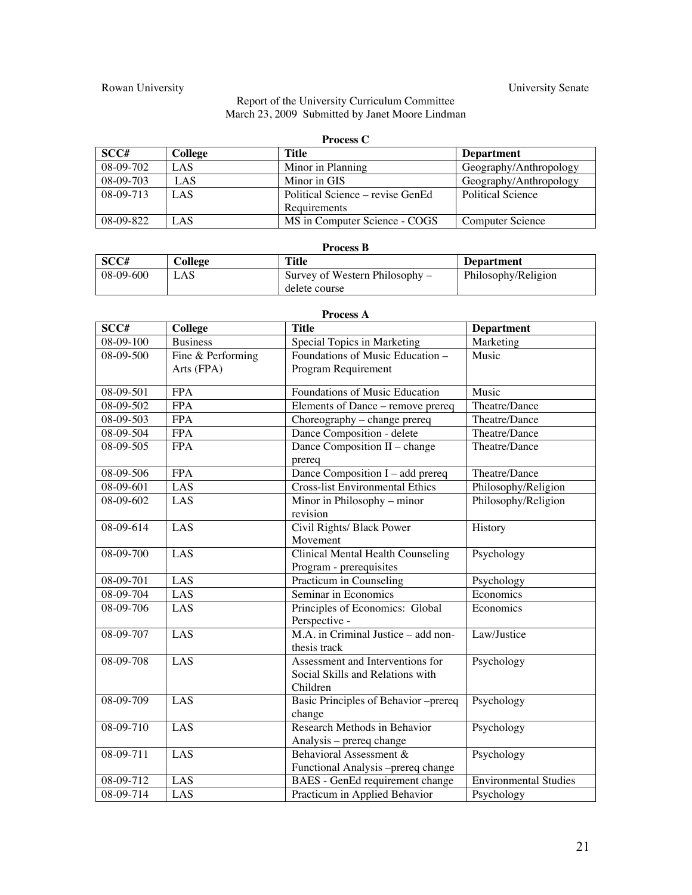Rowan University | University Senate

Report of the University Curriculum Committee
March 23, 2009 Submitted by Janet Moore Lindman

**Process C**

| SCC# | College | Title | Department |
|---|---|---|---|
| 08-09-702 | LAS | Minor in Planning | Geography/Anthropology |
| 08-09-703 | LAS | Minor in GIS | Geography/Anthropology |
| 08-09-713 | LAS | Political Science – revise GenEd Requirements | Political Science |
| 08-09-822 | LAS | MS in Computer Science - COGS | Computer Science |

**Process B**

| SCC# | College | Title | Department |
|---|---|---|---|
| 08-09-600 | LAS | Survey of Western Philosophy – delete course | Philosophy/Religion |

**Process A**

| SCC# | College | Title | Department |
|---|---|---|---|
| 08-09-100 | Business | Special Topics in Marketing | Marketing |
| 08-09-500 | Fine & Performing Arts (FPA) | Foundations of Music Education – Program Requirement | Music |
| 08-09-501 | FPA | Foundations of Music Education | Music |
| 08-09-502 | FPA | Elements of Dance – remove prereq | Theatre/Dance |
| 08-09-503 | FPA | Choreography – change prereq | Theatre/Dance |
| 08-09-504 | FPA | Dance Composition - delete | Theatre/Dance |
| 08-09-505 | FPA | Dance Composition II – change prereq | Theatre/Dance |
| 08-09-506 | FPA | Dance Composition I – add prereq | Theatre/Dance |
| 08-09-601 | LAS | Cross-list Environmental Ethics | Philosophy/Religion |
| 08-09-602 | LAS | Minor in Philosophy – minor revision | Philosophy/Religion |
| 08-09-614 | LAS | Civil Rights/ Black Power Movement | History |
| 08-09-700 | LAS | Clinical Mental Health Counseling Program - prerequisites | Psychology |
| 08-09-701 | LAS | Practicum in Counseling | Psychology |
| 08-09-704 | LAS | Seminar in Economics | Economics |
| 08-09-706 | LAS | Principles of Economics: Global Perspective - | Economics |
| 08-09-707 | LAS | M.A. in Criminal Justice – add non-thesis track | Law/Justice |
| 08-09-708 | LAS | Assessment and Interventions for Social Skills and Relations with Children | Psychology |
| 08-09-709 | LAS | Basic Principles of Behavior –prereq change | Psychology |
| 08-09-710 | LAS | Research Methods in Behavior Analysis – prereq change | Psychology |
| 08-09-711 | LAS | Behavioral Assessment & Functional Analysis –prereq change | Psychology |
| 08-09-712 | LAS | BAES - GenEd requirement change | Environmental Studies |
| 08-09-714 | LAS | Practicum in Applied Behavior | Psychology |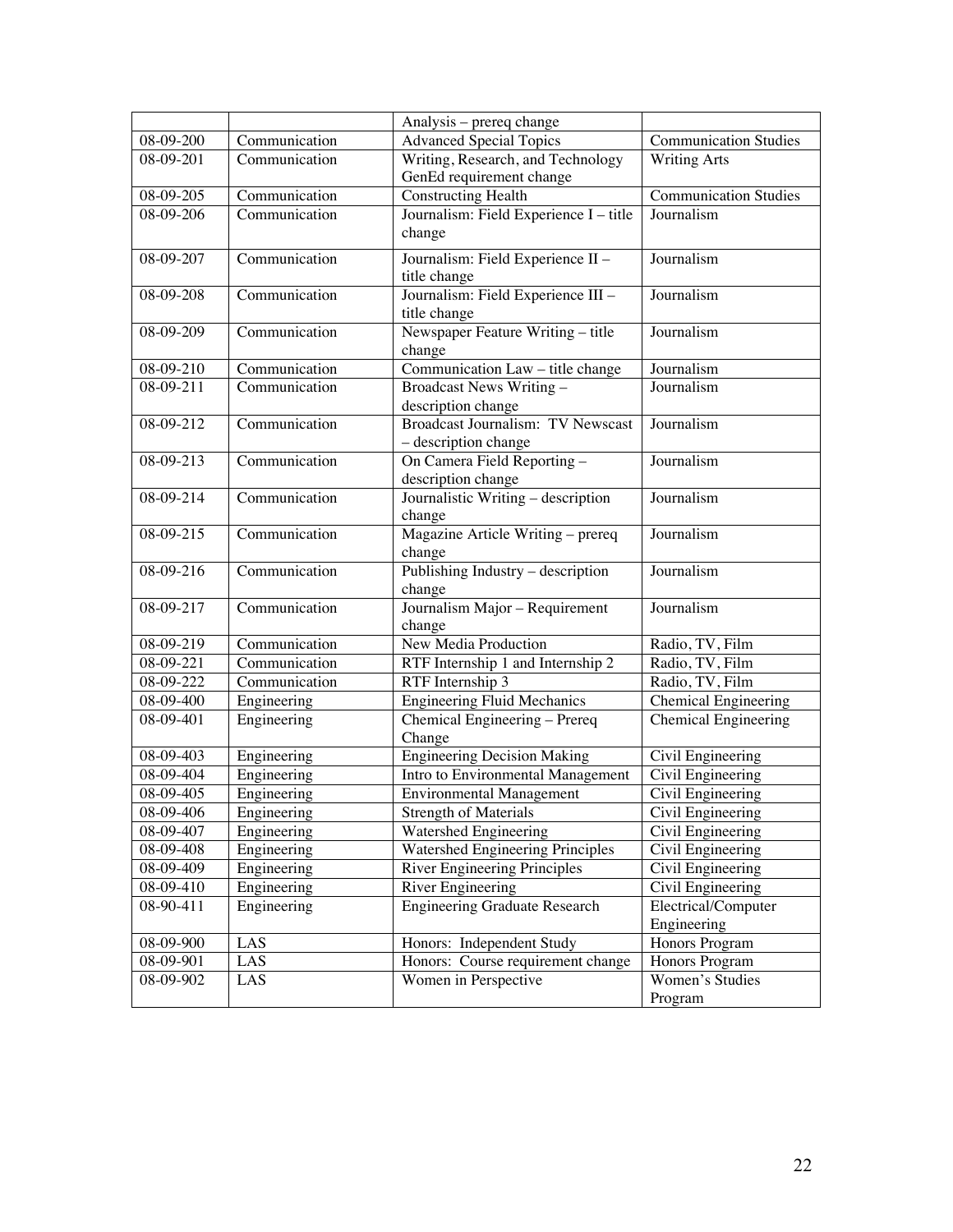| | | | |
|---|---|---|---|
| | | Analysis – prereq change | |
| 08-09-200 | Communication | Advanced Special Topics | Communication Studies |
| 08-09-201 | Communication | Writing, Research, and Technology GenEd requirement change | Writing Arts |
| 08-09-205 | Communication | Constructing Health | Communication Studies |
| 08-09-206 | Communication | Journalism: Field Experience I – title change | Journalism |
| 08-09-207 | Communication | Journalism: Field Experience II – title change | Journalism |
| 08-09-208 | Communication | Journalism: Field Experience III – title change | Journalism |
| 08-09-209 | Communication | Newspaper Feature Writing – title change | Journalism |
| 08-09-210 | Communication | Communication Law – title change | Journalism |
| 08-09-211 | Communication | Broadcast News Writing – description change | Journalism |
| 08-09-212 | Communication | Broadcast Journalism: TV Newscast – description change | Journalism |
| 08-09-213 | Communication | On Camera Field Reporting – description change | Journalism |
| 08-09-214 | Communication | Journalistic Writing – description change | Journalism |
| 08-09-215 | Communication | Magazine Article Writing – prereq change | Journalism |
| 08-09-216 | Communication | Publishing Industry – description change | Journalism |
| 08-09-217 | Communication | Journalism Major – Requirement change | Journalism |
| 08-09-219 | Communication | New Media Production | Radio, TV, Film |
| 08-09-221 | Communication | RTF Internship 1 and Internship 2 | Radio, TV, Film |
| 08-09-222 | Communication | RTF Internship 3 | Radio, TV, Film |
| 08-09-400 | Engineering | Engineering Fluid Mechanics | Chemical Engineering |
| 08-09-401 | Engineering | Chemical Engineering – Prereq Change | Chemical Engineering |
| 08-09-403 | Engineering | Engineering Decision Making | Civil Engineering |
| 08-09-404 | Engineering | Intro to Environmental Management | Civil Engineering |
| 08-09-405 | Engineering | Environmental Management | Civil Engineering |
| 08-09-406 | Engineering | Strength of Materials | Civil Engineering |
| 08-09-407 | Engineering | Watershed Engineering | Civil Engineering |
| 08-09-408 | Engineering | Watershed Engineering Principles | Civil Engineering |
| 08-09-409 | Engineering | River Engineering Principles | Civil Engineering |
| 08-09-410 | Engineering | River Engineering | Civil Engineering |
| 08-90-411 | Engineering | Engineering Graduate Research | Electrical/Computer Engineering |
| 08-09-900 | LAS | Honors: Independent Study | Honors Program |
| 08-09-901 | LAS | Honors: Course requirement change | Honors Program |
| 08-09-902 | LAS | Women in Perspective | Women's Studies Program |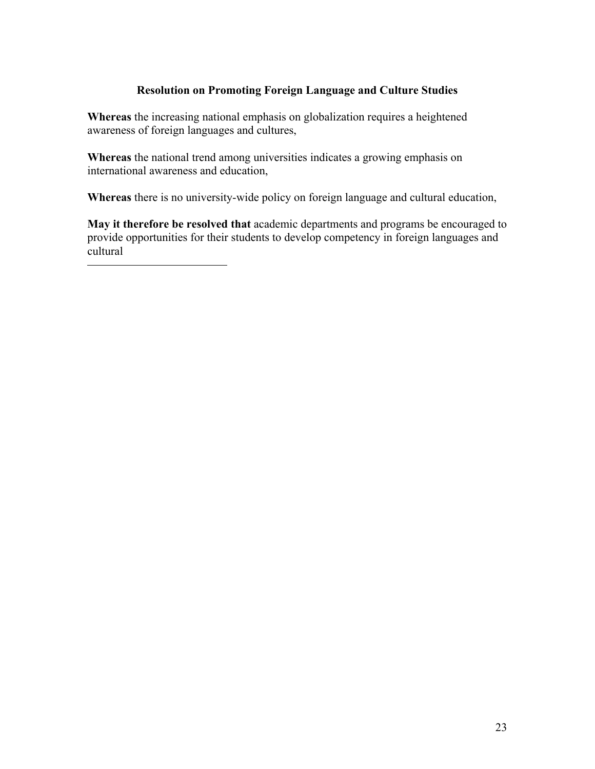### Resolution on Promoting Foreign Language and Culture Studies

**Whereas** the increasing national emphasis on globalization requires a heightened awareness of foreign languages and cultures,

**Whereas** the national trend among universities indicates a growing emphasis on international awareness and education,

**Whereas** there is no university-wide policy on foreign language and cultural education,

**May it therefore be resolved that** academic departments and programs be encouraged to provide opportunities for their students to develop competency in foreign languages and cultural

---